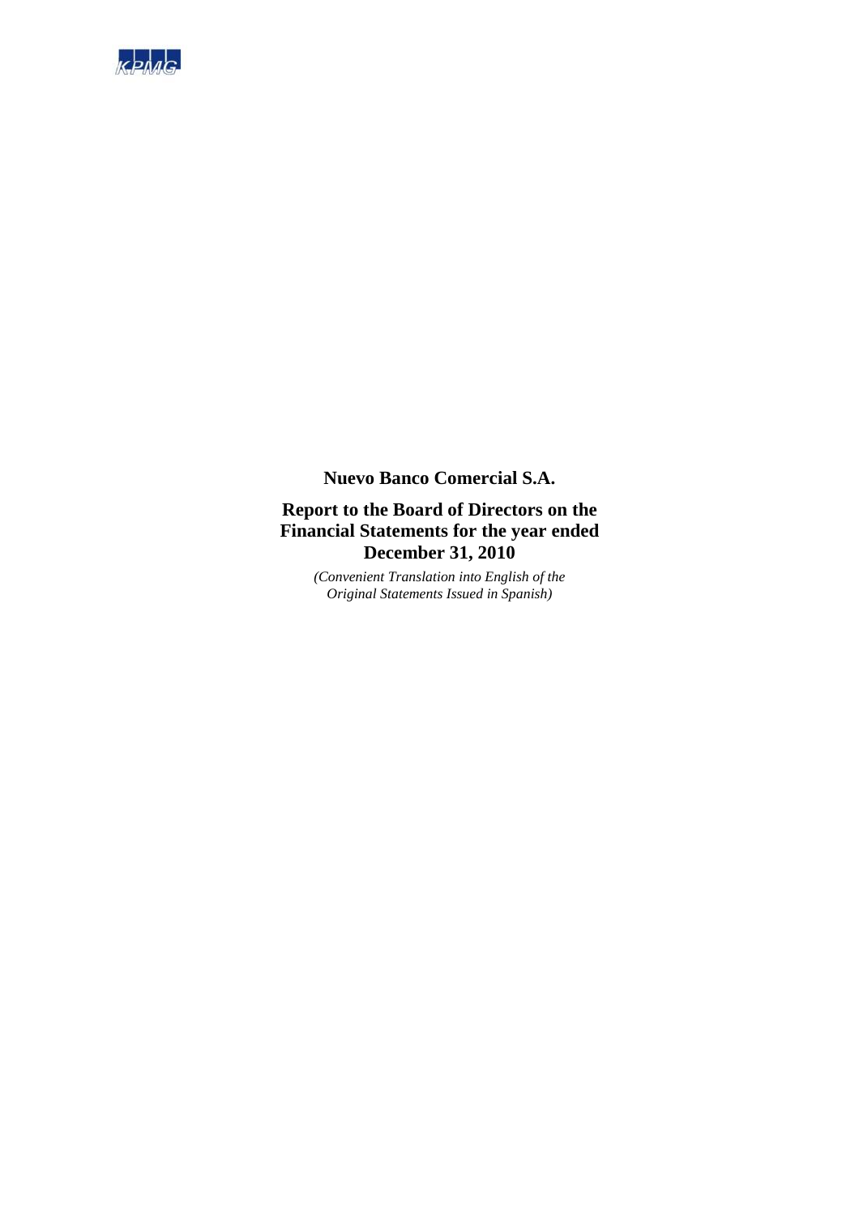KPMG

**Nuevo Banco Comercial S.A.**

**Report to the Board of Directors on the Financial Statements for the year ended December 31, 2010**

*(Convenient Translation into English of the Original Statements Issued in Spanish)*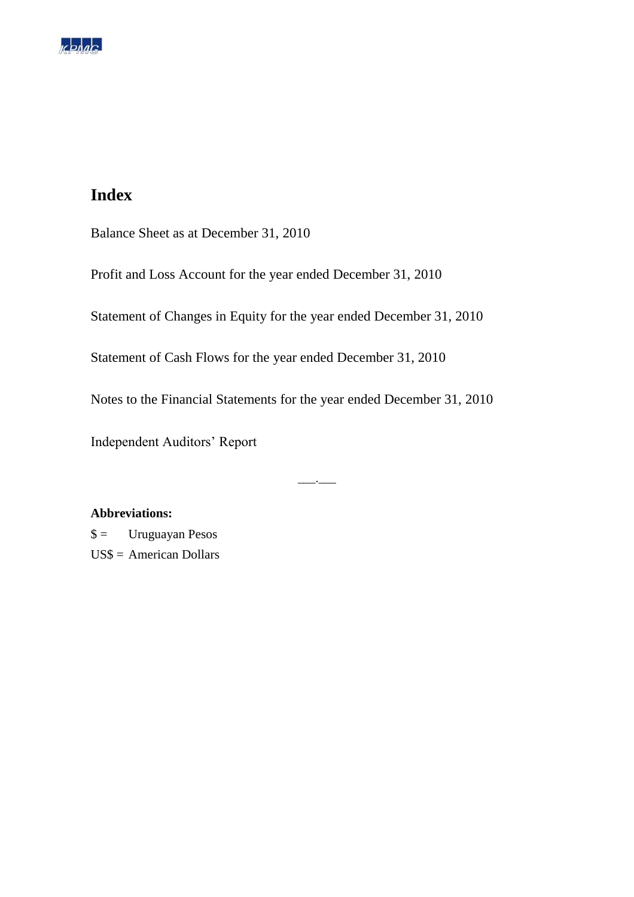# Index

Balance Sheet as at December 31, 2010

Profit and Loss Account for the year ended December 31, 2010

Statement of Changes in Equity for the year ended December 31, 2010

Statement of Cash Flows for the year ended December 31, 2010

Notes to the Financial Statements for the year ended December 31, 2010

Independent Auditors' Report

\_\_\_.\_\_\_

**Abbreviations:**

$ = Uruguayan Pesos

US$ = American Dollars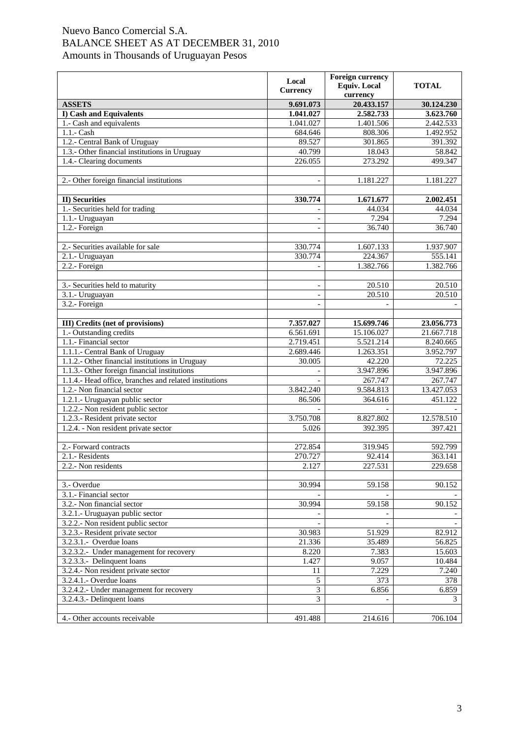# Nuevo Banco Comercial S.A.

## BALANCE SHEET AS AT DECEMBER 31, 2010

Amounts in Thousands of Uruguayan Pesos

| | Local Currency | Foreign currency Equiv. Local currency | TOTAL |
|---|---|---|---|
| **ASSETS** | **9.691.073** | **20.433.157** | **30.124.230** |
| **I) Cash and Equivalents** | **1.041.027** | **2.582.733** | **3.623.760** |
| 1.- Cash and equivalents | 1.041.027 | 1.401.506 | 2.442.533 |
| 1.1.- Cash | 684.646 | 808.306 | 1.492.952 |
| 1.2.- Central Bank of Uruguay | 89.527 | 301.865 | 391.392 |
| 1.3.- Other financial institutions in Uruguay | 40.799 | 18.043 | 58.842 |
| 1.4.- Clearing documents | 226.055 | 273.292 | 499.347 |
| | | | |
| 2.- Other foreign financial institutions | - | 1.181.227 | 1.181.227 |
| | | | |
| **II) Securities** | **330.774** | **1.671.677** | **2.002.451** |
| 1.- Securities held for trading | - | 44.034 | 44.034 |
| 1.1.- Uruguayan | - | 7.294 | 7.294 |
| 1.2.- Foreign | - | 36.740 | 36.740 |
| | | | |
| 2.- Securities available for sale | 330.774 | 1.607.133 | 1.937.907 |
| 2.1.- Uruguayan | 330.774 | 224.367 | 555.141 |
| 2.2.- Foreign | - | 1.382.766 | 1.382.766 |
| | | | |
| 3.- Securities held to maturity | - | 20.510 | 20.510 |
| 3.1.- Uruguayan | - | 20.510 | 20.510 |
| 3.2.- Foreign | - | - | - |
| | | | |
| **III) Credits (net of provisions)** | **7.357.027** | **15.699.746** | **23.056.773** |
| 1.- Outstanding credits | 6.561.691 | 15.106.027 | 21.667.718 |
| 1.1.- Financial sector | 2.719.451 | 5.521.214 | 8.240.665 |
| 1.1.1.- Central Bank of Uruguay | 2.689.446 | 1.263.351 | 3.952.797 |
| 1.1.2.- Other financial institutions in Uruguay | 30.005 | 42.220 | 72.225 |
| 1.1.3.- Other foreign financial institutions | - | 3.947.896 | 3.947.896 |
| 1.1.4.- Head office, branches and related institutions | - | 267.747 | 267.747 |
| 1.2.- Non financial sector | 3.842.240 | 9.584.813 | 13.427.053 |
| 1.2.1.- Uruguayan public sector | 86.506 | 364.616 | 451.122 |
| 1.2.2.- Non resident public sector | - | - | - |
| 1.2.3.- Resident private sector | 3.750.708 | 8.827.802 | 12.578.510 |
| 1.2.4. - Non resident private sector | 5.026 | 392.395 | 397.421 |
| | | | |
| 2.- Forward contracts | 272.854 | 319.945 | 592.799 |
| 2.1.- Residents | 270.727 | 92.414 | 363.141 |
| 2.2.- Non residents | 2.127 | 227.531 | 229.658 |
| | | | |
| 3.- Overdue | 30.994 | 59.158 | 90.152 |
| 3.1.- Financial sector | - | - | - |
| 3.2.- Non financial sector | 30.994 | 59.158 | 90.152 |
| 3.2.1.- Uruguayan public sector | - | - | - |
| 3.2.2.- Non resident public sector | - | - | - |
| 3.2.3.- Resident private sector | 30.983 | 51.929 | 82.912 |
| 3.2.3.1.- Overdue loans | 21.336 | 35.489 | 56.825 |
| 3.2.3.2.- Under management for recovery | 8.220 | 7.383 | 15.603 |
| 3.2.3.3.- Delinquent loans | 1.427 | 9.057 | 10.484 |
| 3.2.4.- Non resident private sector | 11 | 7.229 | 7.240 |
| 3.2.4.1.- Overdue loans | 5 | 373 | 378 |
| 3.2.4.2.- Under management for recovery | 3 | 6.856 | 6.859 |
| 3.2.4.3.- Delinquent loans | 3 | - | 3 |
| | | | |
| 4.- Other accounts receivable | 491.488 | 214.616 | 706.104 |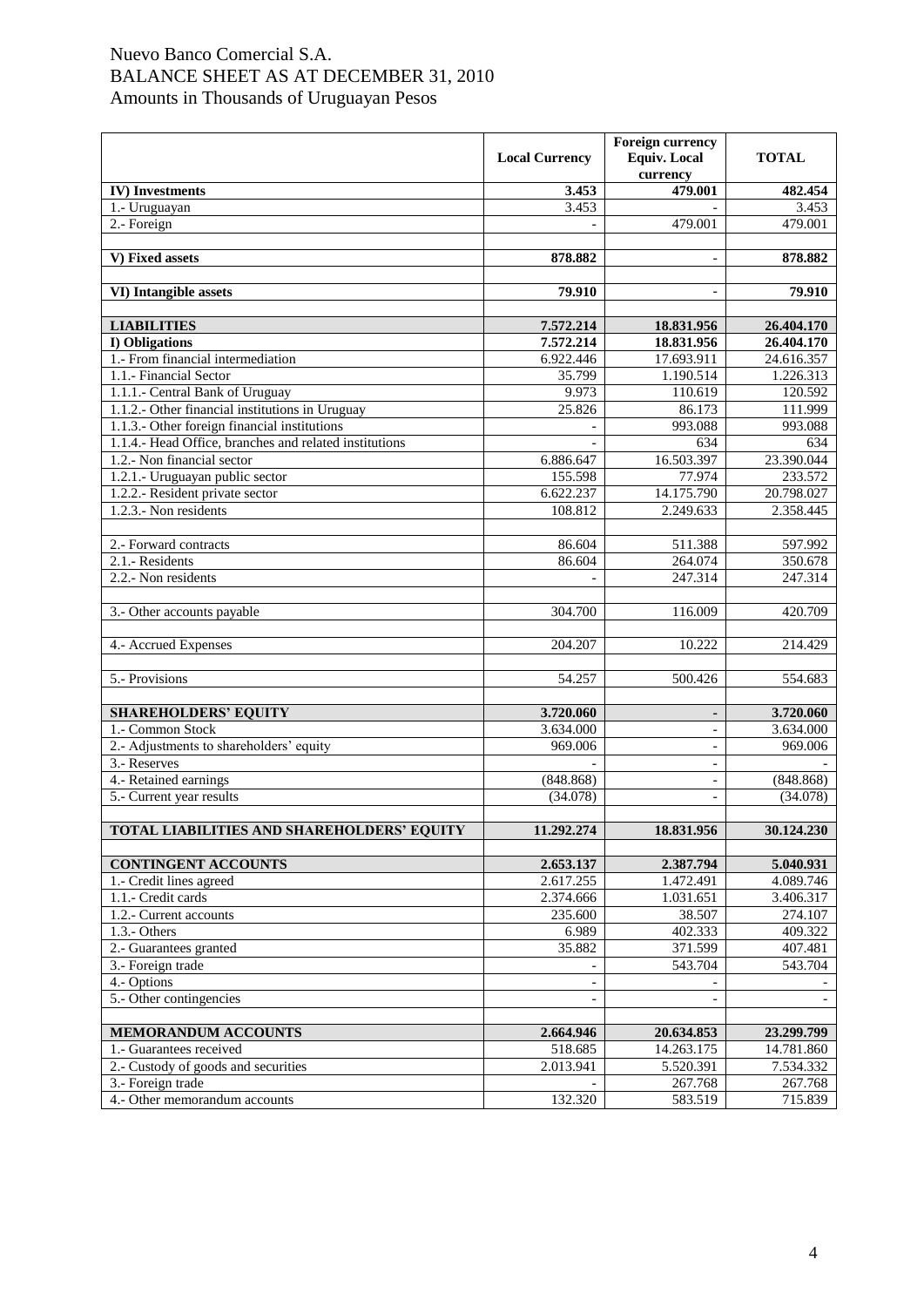# Nuevo Banco Comercial S.A.
# BALANCE SHEET AS AT DECEMBER 31, 2010
## Amounts in Thousands of Uruguayan Pesos

| | Local Currency | Foreign currency Equiv. Local currency | TOTAL |
|---|---|---|---|
| **IV) Investments** | **3.453** | **479.001** | **482.454** |
| 1.- Uruguayan | 3.453 | - | 3.453 |
| 2.- Foreign | - | 479.001 | 479.001 |
| | | | |
| **V) Fixed assets** | **878.882** | **-** | **878.882** |
| | | | |
| **VI) Intangible assets** | **79.910** | **-** | **79.910** |
| | | | |
| **LIABILITIES** | **7.572.214** | **18.831.956** | **26.404.170** |
| **I) Obligations** | **7.572.214** | **18.831.956** | **26.404.170** |
| 1.- From financial intermediation | 6.922.446 | 17.693.911 | 24.616.357 |
| 1.1.- Financial Sector | 35.799 | 1.190.514 | 1.226.313 |
| 1.1.1.- Central Bank of Uruguay | 9.973 | 110.619 | 120.592 |
| 1.1.2.- Other financial institutions in Uruguay | 25.826 | 86.173 | 111.999 |
| 1.1.3.- Other foreign financial institutions | - | 993.088 | 993.088 |
| 1.1.4.- Head Office, branches and related institutions | - | 634 | 634 |
| 1.2.- Non financial sector | 6.886.647 | 16.503.397 | 23.390.044 |
| 1.2.1.- Uruguayan public sector | 155.598 | 77.974 | 233.572 |
| 1.2.2.- Resident private sector | 6.622.237 | 14.175.790 | 20.798.027 |
| 1.2.3.- Non residents | 108.812 | 2.249.633 | 2.358.445 |
| | | | |
| 2.- Forward contracts | 86.604 | 511.388 | 597.992 |
| 2.1.- Residents | 86.604 | 264.074 | 350.678 |
| 2.2.- Non residents | - | 247.314 | 247.314 |
| | | | |
| 3.- Other accounts payable | 304.700 | 116.009 | 420.709 |
| | | | |
| 4.- Accrued Expenses | 204.207 | 10.222 | 214.429 |
| | | | |
| 5.- Provisions | 54.257 | 500.426 | 554.683 |
| | | | |
| **SHAREHOLDERS' EQUITY** | **3.720.060** | **-** | **3.720.060** |
| 1.- Common Stock | 3.634.000 | - | 3.634.000 |
| 2.- Adjustments to shareholders' equity | 969.006 | - | 969.006 |
| 3.- Reserves | - | - | - |
| 4.- Retained earnings | (848.868) | - | (848.868) |
| 5.- Current year results | (34.078) | - | (34.078) |
| | | | |
| **TOTAL LIABILITIES AND SHAREHOLDERS' EQUITY** | **11.292.274** | **18.831.956** | **30.124.230** |
| | | | |
| **CONTINGENT ACCOUNTS** | **2.653.137** | **2.387.794** | **5.040.931** |
| 1.- Credit lines agreed | 2.617.255 | 1.472.491 | 4.089.746 |
| 1.1.- Credit cards | 2.374.666 | 1.031.651 | 3.406.317 |
| 1.2.- Current accounts | 235.600 | 38.507 | 274.107 |
| 1.3.- Others | 6.989 | 402.333 | 409.322 |
| 2.- Guarantees granted | 35.882 | 371.599 | 407.481 |
| 3.- Foreign trade | - | 543.704 | 543.704 |
| 4.- Options | - | - | - |
| 5.- Other contingencies | - | - | - |
| | | | |
| **MEMORANDUM ACCOUNTS** | **2.664.946** | **20.634.853** | **23.299.799** |
| 1.- Guarantees received | 518.685 | 14.263.175 | 14.781.860 |
| 2.- Custody of goods and securities | 2.013.941 | 5.520.391 | 7.534.332 |
| 3.- Foreign trade | - | 267.768 | 267.768 |
| 4.- Other memorandum accounts | 132.320 | 583.519 | 715.839 |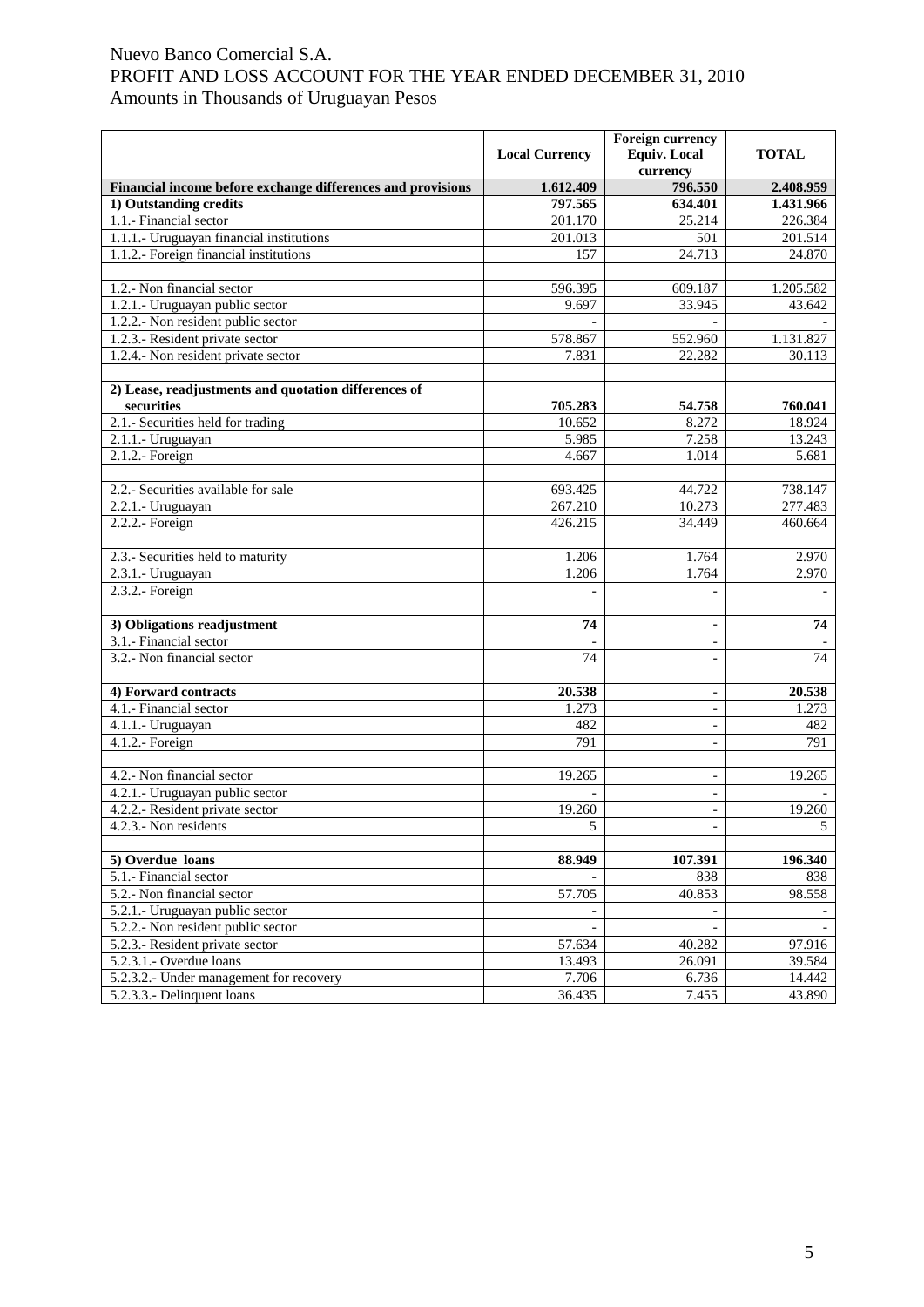Nuevo Banco Comercial S.A.
PROFIT AND LOSS ACCOUNT FOR THE YEAR ENDED DECEMBER 31, 2010
Amounts in Thousands of Uruguayan Pesos

| | Local Currency | Foreign currency Equiv. Local currency | TOTAL |
|---|---|---|---|
| **Financial income before exchange differences and provisions** | **1.612.409** | **796.550** | **2.408.959** |
| **1) Outstanding credits** | **797.565** | **634.401** | **1.431.966** |
| 1.1.- Financial sector | 201.170 | 25.214 | 226.384 |
| 1.1.1.- Uruguayan financial institutions | 201.013 | 501 | 201.514 |
| 1.1.2.- Foreign financial institutions | 157 | 24.713 | 24.870 |
| | | | |
| 1.2.- Non financial sector | 596.395 | 609.187 | 1.205.582 |
| 1.2.1.- Uruguayan public sector | 9.697 | 33.945 | 43.642 |
| 1.2.2.- Non resident public sector | - | - | - |
| 1.2.3.- Resident private sector | 578.867 | 552.960 | 1.131.827 |
| 1.2.4.- Non resident private sector | 7.831 | 22.282 | 30.113 |
| | | | |
| **2) Lease, readjustments and quotation differences of securities** | **705.283** | **54.758** | **760.041** |
| 2.1.- Securities held for trading | 10.652 | 8.272 | 18.924 |
| 2.1.1.- Uruguayan | 5.985 | 7.258 | 13.243 |
| 2.1.2.- Foreign | 4.667 | 1.014 | 5.681 |
| | | | |
| 2.2.- Securities available for sale | 693.425 | 44.722 | 738.147 |
| 2.2.1.- Uruguayan | 267.210 | 10.273 | 277.483 |
| 2.2.2.- Foreign | 426.215 | 34.449 | 460.664 |
| | | | |
| 2.3.- Securities held to maturity | 1.206 | 1.764 | 2.970 |
| 2.3.1.- Uruguayan | 1.206 | 1.764 | 2.970 |
| 2.3.2.- Foreign | - | - | - |
| | | | |
| **3) Obligations readjustment** | **74** | **-** | **74** |
| 3.1.- Financial sector | - | - | - |
| 3.2.- Non financial sector | 74 | - | 74 |
| | | | |
| **4) Forward contracts** | **20.538** | **-** | **20.538** |
| 4.1.- Financial sector | 1.273 | - | 1.273 |
| 4.1.1.- Uruguayan | 482 | - | 482 |
| 4.1.2.- Foreign | 791 | - | 791 |
| | | | |
| 4.2.- Non financial sector | 19.265 | - | 19.265 |
| 4.2.1.- Uruguayan public sector | - | - | - |
| 4.2.2.- Resident private sector | 19.260 | - | 19.260 |
| 4.2.3.- Non residents | 5 | - | 5 |
| | | | |
| **5) Overdue loans** | **88.949** | **107.391** | **196.340** |
| 5.1.- Financial sector | - | 838 | 838 |
| 5.2.- Non financial sector | 57.705 | 40.853 | 98.558 |
| 5.2.1.- Uruguayan public sector | - | - | - |
| 5.2.2.- Non resident public sector | - | - | - |
| 5.2.3.- Resident private sector | 57.634 | 40.282 | 97.916 |
| 5.2.3.1.- Overdue loans | 13.493 | 26.091 | 39.584 |
| 5.2.3.2.- Under management for recovery | 7.706 | 6.736 | 14.442 |
| 5.2.3.3.- Delinquent loans | 36.435 | 7.455 | 43.890 |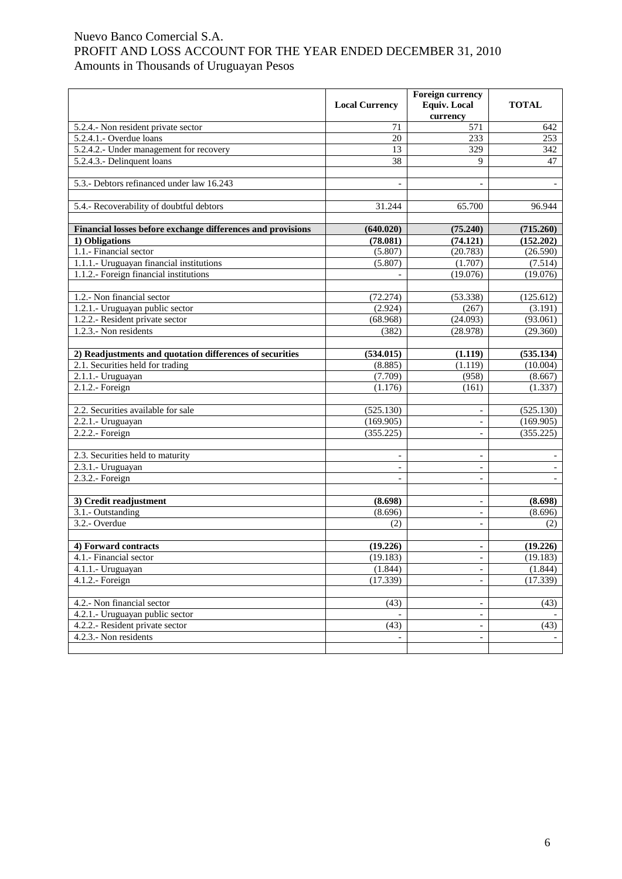Nuevo Banco Comercial S.A.
PROFIT AND LOSS ACCOUNT FOR THE YEAR ENDED DECEMBER 31, 2010
Amounts in Thousands of Uruguayan Pesos

| | Local Currency | Foreign currency Equiv. Local currency | TOTAL |
|---|---|---|---|
| 5.2.4.- Non resident private sector | 71 | 571 | 642 |
| 5.2.4.1.- Overdue loans | 20 | 233 | 253 |
| 5.2.4.2.- Under management for recovery | 13 | 329 | 342 |
| 5.2.4.3.- Delinquent loans | 38 | 9 | 47 |
| | | | |
| 5.3.- Debtors refinanced under law 16.243 | - | - | - |
| | | | |
| 5.4.- Recoverability of doubtful debtors | 31.244 | 65.700 | 96.944 |
| | | | |
| **Financial losses before exchange differences and provisions** | **(640.020)** | **(75.240)** | **(715.260)** |
| **1) Obligations** | **(78.081)** | **(74.121)** | **(152.202)** |
| 1.1.- Financial sector | (5.807) | (20.783) | (26.590) |
| 1.1.1.- Uruguayan financial institutions | (5.807) | (1.707) | (7.514) |
| 1.1.2.- Foreign financial institutions | - | (19.076) | (19.076) |
| | | | |
| 1.2.- Non financial sector | (72.274) | (53.338) | (125.612) |
| 1.2.1.- Uruguayan public sector | (2.924) | (267) | (3.191) |
| 1.2.2.- Resident private sector | (68.968) | (24.093) | (93.061) |
| 1.2.3.- Non residents | (382) | (28.978) | (29.360) |
| | | | |
| **2) Readjustments and quotation differences of securities** | **(534.015)** | **(1.119)** | **(535.134)** |
| 2.1. Securities held for trading | (8.885) | (1.119) | (10.004) |
| 2.1.1.- Uruguayan | (7.709) | (958) | (8.667) |
| 2.1.2.- Foreign | (1.176) | (161) | (1.337) |
| | | | |
| 2.2. Securities available for sale | (525.130) | - | (525.130) |
| 2.2.1.- Uruguayan | (169.905) | - | (169.905) |
| 2.2.2.- Foreign | (355.225) | - | (355.225) |
| | | | |
| 2.3. Securities held to maturity | - | - | - |
| 2.3.1.- Uruguayan | - | - | - |
| 2.3.2.- Foreign | - | - | - |
| | | | |
| **3) Credit readjustment** | **(8.698)** | **-** | **(8.698)** |
| 3.1.- Outstanding | (8.696) | - | (8.696) |
| 3.2.- Overdue | (2) | - | (2) |
| | | | |
| **4) Forward contracts** | **(19.226)** | **-** | **(19.226)** |
| 4.1.- Financial sector | (19.183) | - | (19.183) |
| 4.1.1.- Uruguayan | (1.844) | - | (1.844) |
| 4.1.2.- Foreign | (17.339) | - | (17.339) |
| | | | |
| 4.2.- Non financial sector | (43) | - | (43) |
| 4.2.1.- Uruguayan public sector | - | - | - |
| 4.2.2.- Resident private sector | (43) | - | (43) |
| 4.2.3.- Non residents | - | - | - |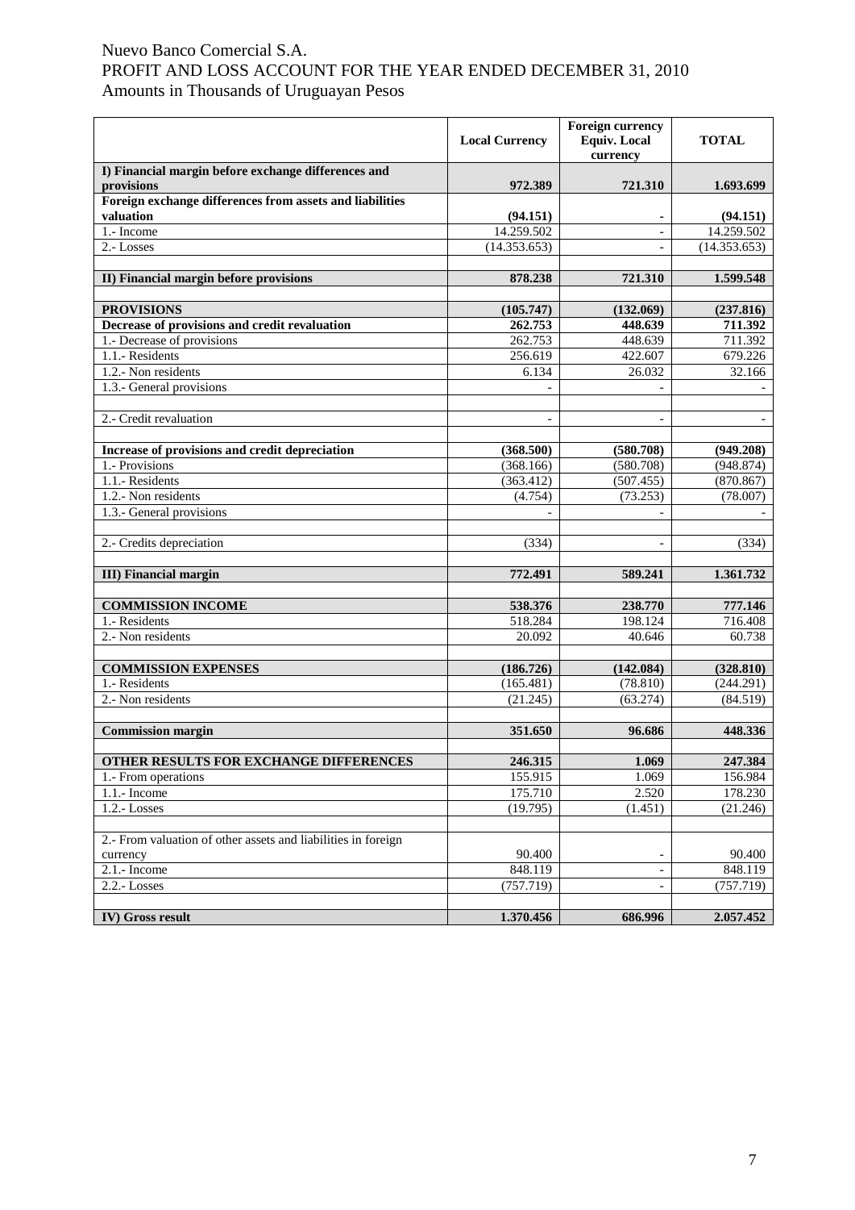Nuevo Banco Comercial S.A.
PROFIT AND LOSS ACCOUNT FOR THE YEAR ENDED DECEMBER 31, 2010
Amounts in Thousands of Uruguayan Pesos

| | Local Currency | Foreign currency Equiv. Local currency | TOTAL |
|---|---|---|---|
| **I) Financial margin before exchange differences and provisions** | **972.389** | **721.310** | **1.693.699** |
| **Foreign exchange differences from assets and liabilities valuation** | **(94.151)** | **-** | **(94.151)** |
| 1.- Income | 14.259.502 | - | 14.259.502 |
| 2.- Losses | (14.353.653) | - | (14.353.653) |
| | | | |
| **II) Financial margin before provisions** | **878.238** | **721.310** | **1.599.548** |
| | | | |
| **PROVISIONS** | **(105.747)** | **(132.069)** | **(237.816)** |
| **Decrease of provisions and credit revaluation** | **262.753** | **448.639** | **711.392** |
| 1.- Decrease of provisions | 262.753 | 448.639 | 711.392 |
| 1.1.- Residents | 256.619 | 422.607 | 679.226 |
| 1.2.- Non residents | 6.134 | 26.032 | 32.166 |
| 1.3.- General provisions | - | - | - |
| | | | |
| 2.- Credit revaluation | - | - | - |
| | | | |
| **Increase of provisions and credit depreciation** | **(368.500)** | **(580.708)** | **(949.208)** |
| 1.- Provisions | (368.166) | (580.708) | (948.874) |
| 1.1.- Residents | (363.412) | (507.455) | (870.867) |
| 1.2.- Non residents | (4.754) | (73.253) | (78.007) |
| 1.3.- General provisions | - | - | - |
| | | | |
| 2.- Credits depreciation | (334) | - | (334) |
| | | | |
| **III) Financial margin** | **772.491** | **589.241** | **1.361.732** |
| | | | |
| **COMMISSION INCOME** | **538.376** | **238.770** | **777.146** |
| 1.- Residents | 518.284 | 198.124 | 716.408 |
| 2.- Non residents | 20.092 | 40.646 | 60.738 |
| | | | |
| **COMMISSION EXPENSES** | **(186.726)** | **(142.084)** | **(328.810)** |
| 1.- Residents | (165.481) | (78.810) | (244.291) |
| 2.- Non residents | (21.245) | (63.274) | (84.519) |
| | | | |
| **Commission margin** | **351.650** | **96.686** | **448.336** |
| | | | |
| **OTHER RESULTS FOR EXCHANGE DIFFERENCES** | **246.315** | **1.069** | **247.384** |
| 1.- From operations | 155.915 | 1.069 | 156.984 |
| 1.1.- Income | 175.710 | 2.520 | 178.230 |
| 1.2.- Losses | (19.795) | (1.451) | (21.246) |
| | | | |
| 2.- From valuation of other assets and liabilities in foreign currency | 90.400 | - | 90.400 |
| 2.1.- Income | 848.119 | - | 848.119 |
| 2.2.- Losses | (757.719) | - | (757.719) |
| | | | |
| **IV) Gross result** | **1.370.456** | **686.996** | **2.057.452** |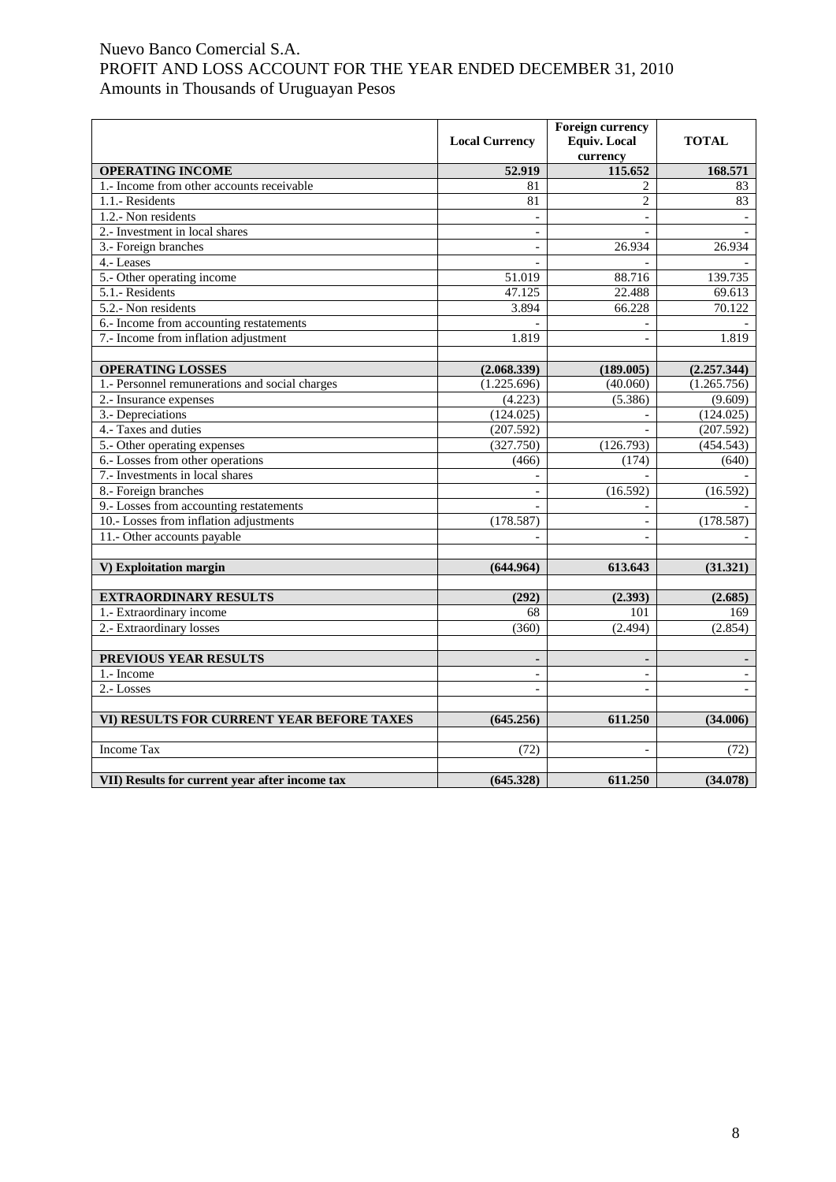Nuevo Banco Comercial S.A.
PROFIT AND LOSS ACCOUNT FOR THE YEAR ENDED DECEMBER 31, 2010
Amounts in Thousands of Uruguayan Pesos

| | Local Currency | Foreign currency Equiv. Local currency | TOTAL |
|---|---|---|---|
| **OPERATING INCOME** | **52.919** | **115.652** | **168.571** |
| 1.- Income from other accounts receivable | 81 | 2 | 83 |
| 1.1.- Residents | 81 | 2 | 83 |
| 1.2.- Non residents | - | - | - |
| 2.- Investment in local shares | - | - | - |
| 3.- Foreign branches | - | 26.934 | 26.934 |
| 4.- Leases | - | - | - |
| 5.- Other operating income | 51.019 | 88.716 | 139.735 |
| 5.1.- Residents | 47.125 | 22.488 | 69.613 |
| 5.2.- Non residents | 3.894 | 66.228 | 70.122 |
| 6.- Income from accounting restatements | - | - | - |
| 7.- Income from inflation adjustment | 1.819 | - | 1.819 |
| | | | |
| **OPERATING LOSSES** | **(2.068.339)** | **(189.005)** | **(2.257.344)** |
| 1.- Personnel remunerations and social charges | (1.225.696) | (40.060) | (1.265.756) |
| 2.- Insurance expenses | (4.223) | (5.386) | (9.609) |
| 3.- Depreciations | (124.025) | - | (124.025) |
| 4.- Taxes and duties | (207.592) | - | (207.592) |
| 5.- Other operating expenses | (327.750) | (126.793) | (454.543) |
| 6.- Losses from other operations | (466) | (174) | (640) |
| 7.- Investments in local shares | - | - | - |
| 8.- Foreign branches | - | (16.592) | (16.592) |
| 9.- Losses from accounting restatements | - | - | - |
| 10.- Losses from inflation adjustments | (178.587) | - | (178.587) |
| 11.- Other accounts payable | - | - | - |
| | | | |
| **V) Exploitation margin** | **(644.964)** | **613.643** | **(31.321)** |
| | | | |
| **EXTRAORDINARY RESULTS** | **(292)** | **(2.393)** | **(2.685)** |
| 1.- Extraordinary income | 68 | 101 | 169 |
| 2.- Extraordinary losses | (360) | (2.494) | (2.854) |
| | | | |
| **PREVIOUS YEAR RESULTS** | **-** | **-** | **-** |
| 1.- Income | - | - | - |
| 2.- Losses | - | - | - |
| | | | |
| **VI) RESULTS FOR CURRENT YEAR BEFORE TAXES** | **(645.256)** | **611.250** | **(34.006)** |
| | | | |
| Income Tax | (72) | - | (72) |
| | | | |
| **VII) Results for current year after income tax** | **(645.328)** | **611.250** | **(34.078)** |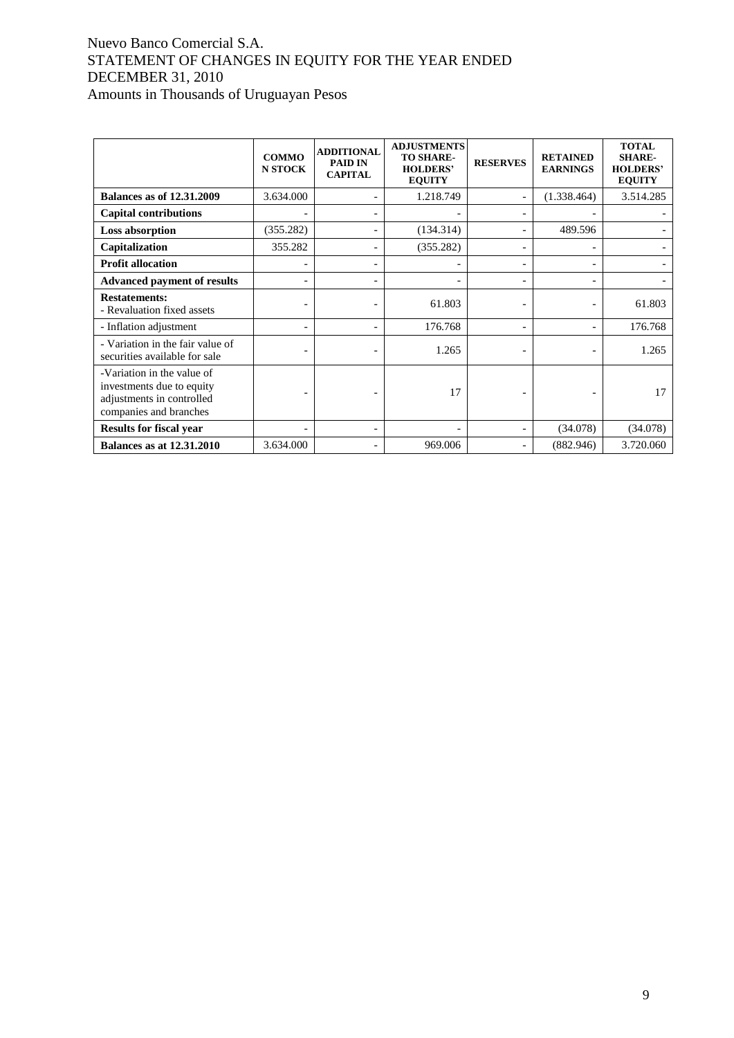# Nuevo Banco Comercial S.A.
STATEMENT OF CHANGES IN EQUITY FOR THE YEAR ENDED DECEMBER 31, 2010
Amounts in Thousands of Uruguayan Pesos

| | COMMON STOCK | ADDITIONAL PAID IN CAPITAL | ADJUSTMENTS TO SHARE-HOLDERS' EQUITY | RESERVES | RETAINED EARNINGS | TOTAL SHARE-HOLDERS' EQUITY |
|---|---|---|---|---|---|---|
| **Balances as of 12.31.2009** | 3.634.000 | - | 1.218.749 | - | (1.338.464) | 3.514.285 |
| **Capital contributions** | - | - | - | - | - | - |
| **Loss absorption** | (355.282) | - | (134.314) | - | 489.596 | - |
| **Capitalization** | 355.282 | - | (355.282) | - | - | - |
| **Profit allocation** | - | - | - | - | - | - |
| **Advanced payment of results** | - | - | - | - | - | - |
| **Restatements:**<br>- Revaluation fixed assets | - | - | 61.803 | - | - | 61.803 |
| - Inflation adjustment | - | - | 176.768 | - | - | 176.768 |
| - Variation in the fair value of securities available for sale | - | - | 1.265 | - | - | 1.265 |
| -Variation in the value of investments due to equity adjustments in controlled companies and branches | - | - | 17 | - | - | 17 |
| **Results for fiscal year** | - | - | - | - | (34.078) | (34.078) |
| **Balances as at 12.31.2010** | 3.634.000 | - | 969.006 | - | (882.946) | 3.720.060 |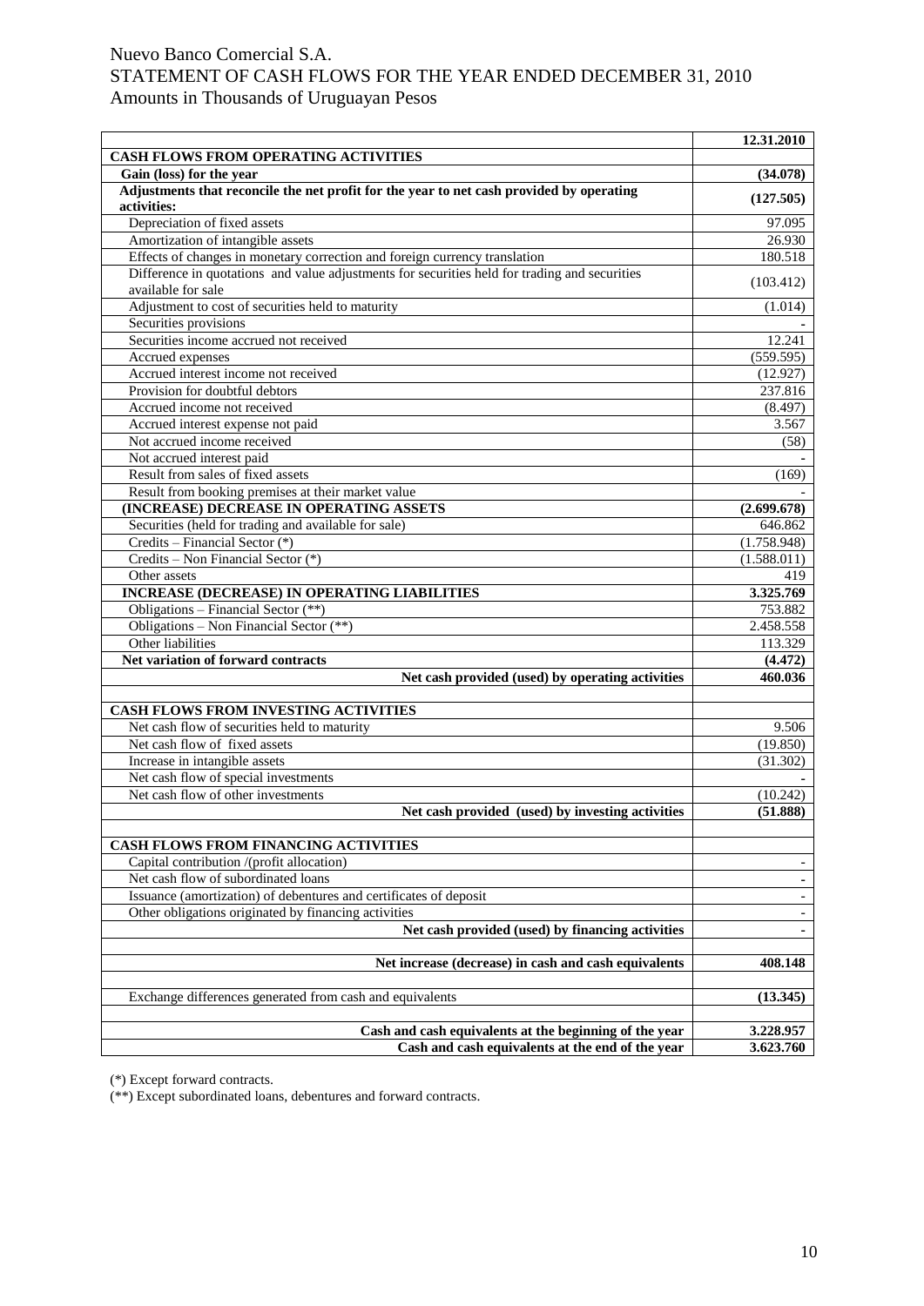Nuevo Banco Comercial S.A.
STATEMENT OF CASH FLOWS FOR THE YEAR ENDED DECEMBER 31, 2010
Amounts in Thousands of Uruguayan Pesos

| | **12.31.2010** |
|---|---|
| **CASH FLOWS FROM OPERATING ACTIVITIES** | |
| **Gain (loss) for the year** | **(34.078)** |
| **Adjustments that reconcile the net profit for the year to net cash provided by operating activities:** | **(127.505)** |
| Depreciation of fixed assets | 97.095 |
| Amortization of intangible assets | 26.930 |
| Effects of changes in monetary correction and foreign currency translation | 180.518 |
| Difference in quotations and value adjustments for securities held for trading and securities available for sale | (103.412) |
| Adjustment to cost of securities held to maturity | (1.014) |
| Securities provisions | - |
| Securities income accrued not received | 12.241 |
| Accrued expenses | (559.595) |
| Accrued interest income not received | (12.927) |
| Provision for doubtful debtors | 237.816 |
| Accrued income not received | (8.497) |
| Accrued interest expense not paid | 3.567 |
| Not accrued income received | (58) |
| Not accrued interest paid | - |
| Result from sales of fixed assets | (169) |
| Result from booking premises at their market value | - |
| **(INCREASE) DECREASE IN OPERATING ASSETS** | **(2.699.678)** |
| Securities (held for trading and available for sale) | 646.862 |
| Credits – Financial Sector (*) | (1.758.948) |
| Credits – Non Financial Sector (*) | (1.588.011) |
| Other assets | 419 |
| **INCREASE (DECREASE) IN OPERATING LIABILITIES** | **3.325.769** |
| Obligations – Financial Sector (**) | 753.882 |
| Obligations – Non Financial Sector (**) | 2.458.558 |
| Other liabilities | 113.329 |
| **Net variation of forward contracts** | **(4.472)** |
| **Net cash provided (used) by operating activities** | **460.036** |
| | |
| **CASH FLOWS FROM INVESTING ACTIVITIES** | |
| Net cash flow of securities held to maturity | 9.506 |
| Net cash flow of fixed assets | (19.850) |
| Increase in intangible assets | (31.302) |
| Net cash flow of special investments | - |
| Net cash flow of other investments | (10.242) |
| **Net cash provided (used) by investing activities** | **(51.888)** |
| | |
| **CASH FLOWS FROM FINANCING ACTIVITIES** | |
| Capital contribution /(profit allocation) | - |
| Net cash flow of subordinated loans | - |
| Issuance (amortization) of debentures and certificates of deposit | - |
| Other obligations originated by financing activities | - |
| **Net cash provided (used) by financing activities** | **-** |
| | |
| **Net increase (decrease) in cash and cash equivalents** | **408.148** |
| | |
| Exchange differences generated from cash and equivalents | **(13.345)** |
| | |
| **Cash and cash equivalents at the beginning of the year** | **3.228.957** |
| **Cash and cash equivalents at the end of the year** | **3.623.760** |

(*) Except forward contracts.

(**) Except subordinated loans, debentures and forward contracts.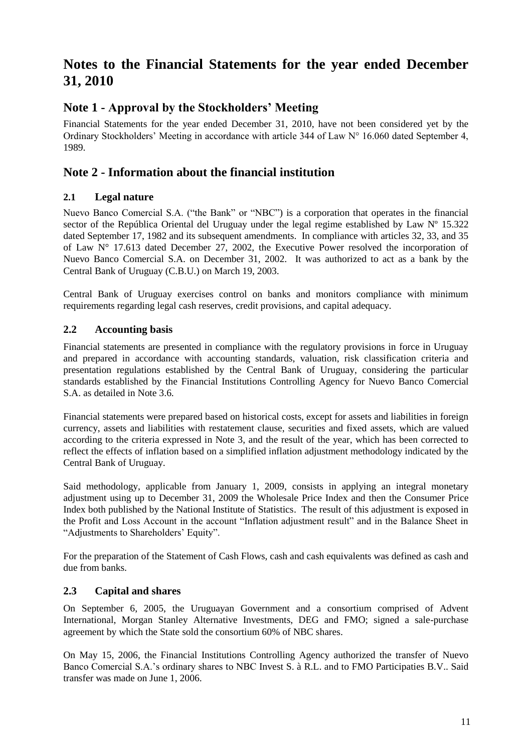# Notes to the Financial Statements for the year ended December 31, 2010

## Note 1 - Approval by the Stockholders' Meeting

Financial Statements for the year ended December 31, 2010, have not been considered yet by the Ordinary Stockholders' Meeting in accordance with article 344 of Law N° 16.060 dated September 4, 1989.

## Note 2 - Information about the financial institution

### 2.1 Legal nature

Nuevo Banco Comercial S.A. ("the Bank" or "NBC") is a corporation that operates in the financial sector of the República Oriental del Uruguay under the legal regime established by Law Nº 15.322 dated September 17, 1982 and its subsequent amendments. In compliance with articles 32, 33, and 35 of Law N° 17.613 dated December 27, 2002, the Executive Power resolved the incorporation of Nuevo Banco Comercial S.A. on December 31, 2002. It was authorized to act as a bank by the Central Bank of Uruguay (C.B.U.) on March 19, 2003.

Central Bank of Uruguay exercises control on banks and monitors compliance with minimum requirements regarding legal cash reserves, credit provisions, and capital adequacy.

### 2.2 Accounting basis

Financial statements are presented in compliance with the regulatory provisions in force in Uruguay and prepared in accordance with accounting standards, valuation, risk classification criteria and presentation regulations established by the Central Bank of Uruguay, considering the particular standards established by the Financial Institutions Controlling Agency for Nuevo Banco Comercial S.A. as detailed in Note 3.6.

Financial statements were prepared based on historical costs, except for assets and liabilities in foreign currency, assets and liabilities with restatement clause, securities and fixed assets, which are valued according to the criteria expressed in Note 3, and the result of the year, which has been corrected to reflect the effects of inflation based on a simplified inflation adjustment methodology indicated by the Central Bank of Uruguay.

Said methodology, applicable from January 1, 2009, consists in applying an integral monetary adjustment using up to December 31, 2009 the Wholesale Price Index and then the Consumer Price Index both published by the National Institute of Statistics. The result of this adjustment is exposed in the Profit and Loss Account in the account "Inflation adjustment result" and in the Balance Sheet in "Adjustments to Shareholders' Equity".

For the preparation of the Statement of Cash Flows, cash and cash equivalents was defined as cash and due from banks.

### 2.3 Capital and shares

On September 6, 2005, the Uruguayan Government and a consortium comprised of Advent International, Morgan Stanley Alternative Investments, DEG and FMO; signed a sale-purchase agreement by which the State sold the consortium 60% of NBC shares.

On May 15, 2006, the Financial Institutions Controlling Agency authorized the transfer of Nuevo Banco Comercial S.A.'s ordinary shares to NBC Invest S. à R.L. and to FMO Participaties B.V.. Said transfer was made on June 1, 2006.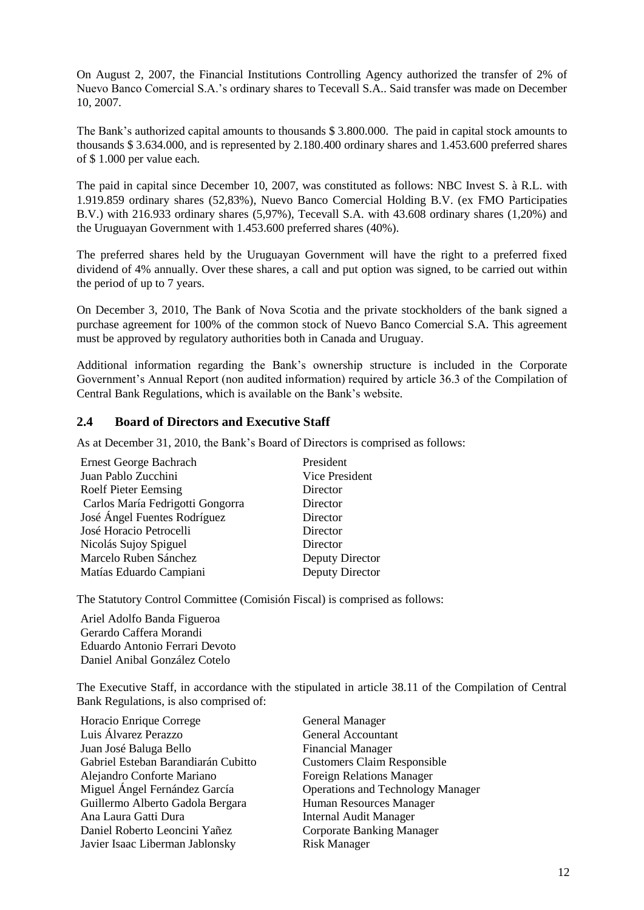On August 2, 2007, the Financial Institutions Controlling Agency authorized the transfer of 2% of Nuevo Banco Comercial S.A.'s ordinary shares to Tecevall S.A.. Said transfer was made on December 10, 2007.

The Bank's authorized capital amounts to thousands $ 3.800.000. The paid in capital stock amounts to thousands $ 3.634.000, and is represented by 2.180.400 ordinary shares and 1.453.600 preferred shares of $ 1.000 per value each.

The paid in capital since December 10, 2007, was constituted as follows: NBC Invest S. à R.L. with 1.919.859 ordinary shares (52,83%), Nuevo Banco Comercial Holding B.V. (ex FMO Participaties B.V.) with 216.933 ordinary shares (5,97%), Tecevall S.A. with 43.608 ordinary shares (1,20%) and the Uruguayan Government with 1.453.600 preferred shares (40%).

The preferred shares held by the Uruguayan Government will have the right to a preferred fixed dividend of 4% annually. Over these shares, a call and put option was signed, to be carried out within the period of up to 7 years.

On December 3, 2010, The Bank of Nova Scotia and the private stockholders of the bank signed a purchase agreement for 100% of the common stock of Nuevo Banco Comercial S.A. This agreement must be approved by regulatory authorities both in Canada and Uruguay.

Additional information regarding the Bank's ownership structure is included in the Corporate Government's Annual Report (non audited information) required by article 36.3 of the Compilation of Central Bank Regulations, which is available on the Bank's website.

## 2.4 Board of Directors and Executive Staff

As at December 31, 2010, the Bank's Board of Directors is comprised as follows:

| | |
|---|---|
| Ernest George Bachrach | President |
| Juan Pablo Zucchini | Vice President |
| Roelf Pieter Eemsing | Director |
| Carlos María Fedrigotti Gongorra | Director |
| José Ángel Fuentes Rodríguez | Director |
| José Horacio Petrocelli | Director |
| Nicolás Sujoy Spiguel | Director |
| Marcelo Ruben Sánchez | Deputy Director |
| Matías Eduardo Campiani | Deputy Director |

The Statutory Control Committee (Comisión Fiscal) is comprised as follows:

Ariel Adolfo Banda Figueroa
Gerardo Caffera Morandi
Eduardo Antonio Ferrari Devoto
Daniel Anibal González Cotelo

The Executive Staff, in accordance with the stipulated in article 38.11 of the Compilation of Central Bank Regulations, is also comprised of:

| | |
|---|---|
| Horacio Enrique Correge | General Manager |
| Luis Álvarez Perazzo | General Accountant |
| Juan José Baluga Bello | Financial Manager |
| Gabriel Esteban Barandiarán Cubitto | Customers Claim Responsible |
| Alejandro Conforte Mariano | Foreign Relations Manager |
| Miguel Ángel Fernández García | Operations and Technology Manager |
| Guillermo Alberto Gadola Bergara | Human Resources Manager |
| Ana Laura Gatti Dura | Internal Audit Manager |
| Daniel Roberto Leoncini Yañez | Corporate Banking Manager |
| Javier Isaac Liberman Jablonsky | Risk Manager |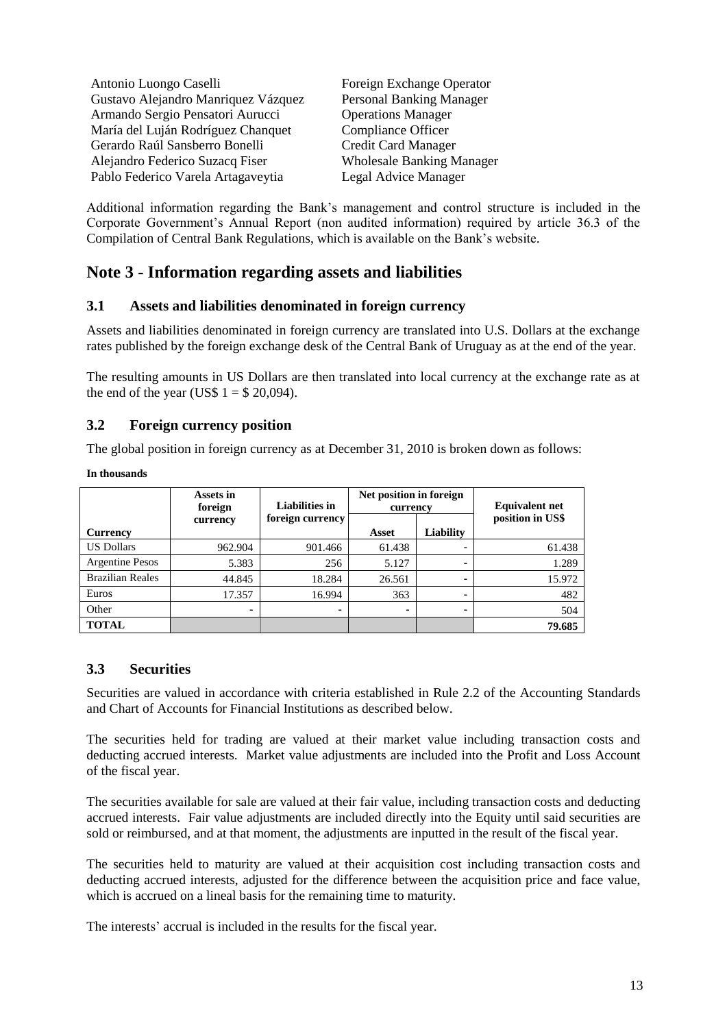| | |
|---|---|
| Antonio Luongo Caselli | Foreign Exchange Operator |
| Gustavo Alejandro Manriquez Vázquez | Personal Banking Manager |
| Armando Sergio Pensatori Aurucci | Operations Manager |
| María del Luján Rodríguez Chanquet | Compliance Officer |
| Gerardo Raúl Sansberro Bonelli | Credit Card Manager |
| Alejandro Federico Suzacq Fiser | Wholesale Banking Manager |
| Pablo Federico Varela Artagaveytia | Legal Advice Manager |

Additional information regarding the Bank's management and control structure is included in the Corporate Government's Annual Report (non audited information) required by article 36.3 of the Compilation of Central Bank Regulations, which is available on the Bank's website.

# Note 3 - Information regarding assets and liabilities

## 3.1 Assets and liabilities denominated in foreign currency

Assets and liabilities denominated in foreign currency are translated into U.S. Dollars at the exchange rates published by the foreign exchange desk of the Central Bank of Uruguay as at the end of the year.

The resulting amounts in US Dollars are then translated into local currency at the exchange rate as at the end of the year (US$ 1 = $ 20,094).

## 3.2 Foreign currency position

The global position in foreign currency as at December 31, 2010 is broken down as follows:

**In thousands**

| Currency | Assets in foreign currency | Liabilities in foreign currency | Net position in foreign currency | | Equivalent net position in US$ |
|---|---|---|---|---|---|
| | | | Asset | Liability | |
| US Dollars | 962.904 | 901.466 | 61.438 | - | 61.438 |
| Argentine Pesos | 5.383 | 256 | 5.127 | - | 1.289 |
| Brazilian Reales | 44.845 | 18.284 | 26.561 | - | 15.972 |
| Euros | 17.357 | 16.994 | 363 | - | 482 |
| Other | - | - | - | - | 504 |
| **TOTAL** | | | | | **79.685** |

## 3.3 Securities

Securities are valued in accordance with criteria established in Rule 2.2 of the Accounting Standards and Chart of Accounts for Financial Institutions as described below.

The securities held for trading are valued at their market value including transaction costs and deducting accrued interests. Market value adjustments are included into the Profit and Loss Account of the fiscal year.

The securities available for sale are valued at their fair value, including transaction costs and deducting accrued interests. Fair value adjustments are included directly into the Equity until said securities are sold or reimbursed, and at that moment, the adjustments are inputted in the result of the fiscal year.

The securities held to maturity are valued at their acquisition cost including transaction costs and deducting accrued interests, adjusted for the difference between the acquisition price and face value, which is accrued on a lineal basis for the remaining time to maturity.

The interests' accrual is included in the results for the fiscal year.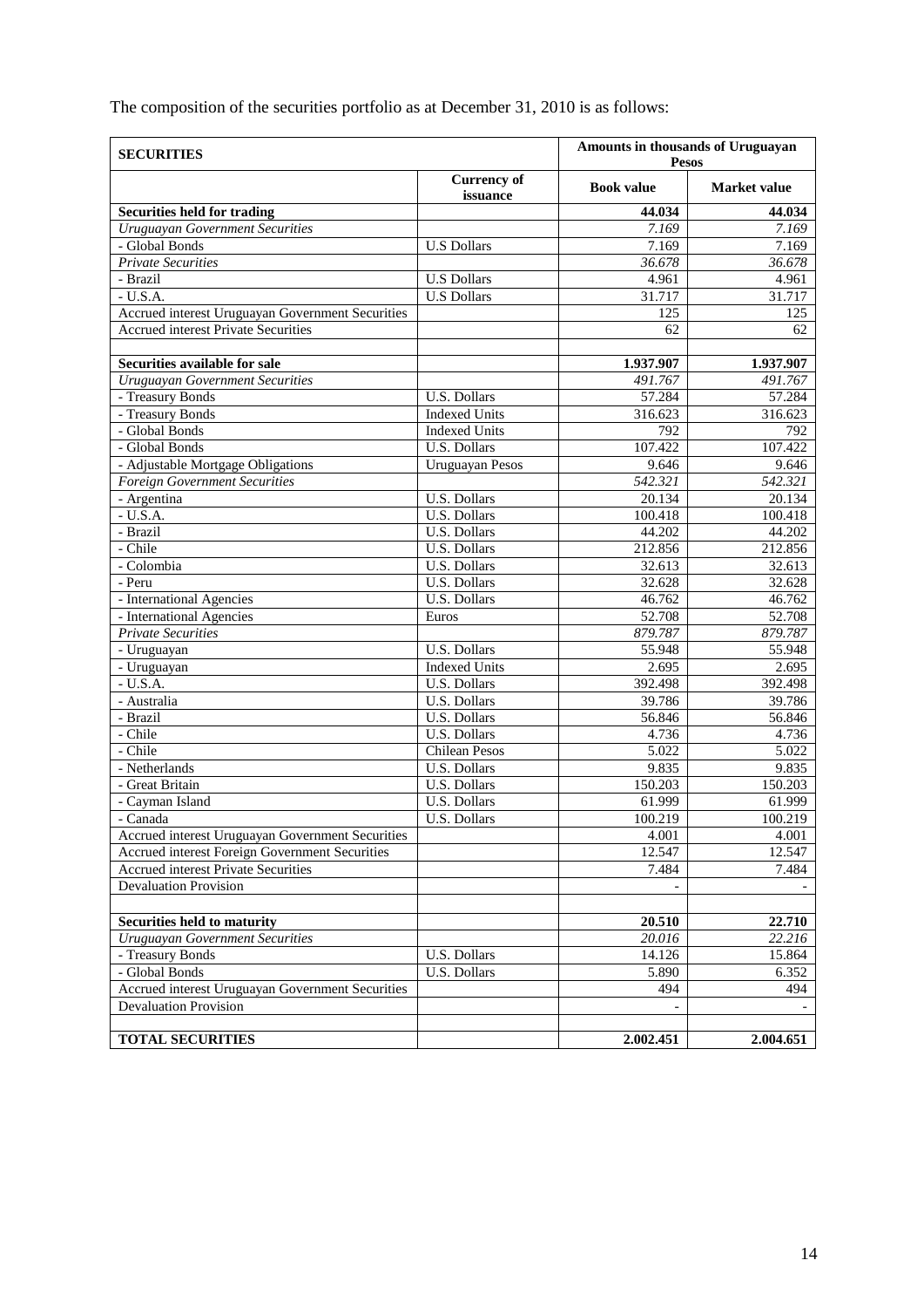The composition of the securities portfolio as at December 31, 2010 is as follows:

| **SECURITIES** | | **Amounts in thousands of Uruguayan Pesos** | |
|---|---|---|---|
| | **Currency of issuance** | **Book value** | **Market value** |
| **Securities held for trading** | | **44.034** | **44.034** |
| *Uruguayan Government Securities* | | *7.169* | *7.169* |
| - Global Bonds | U.S Dollars | 7.169 | 7.169 |
| *Private Securities* | | *36.678* | *36.678* |
| - Brazil | U.S Dollars | 4.961 | 4.961 |
| - U.S.A. | U.S Dollars | 31.717 | 31.717 |
| Accrued interest Uruguayan Government Securities | | 125 | 125 |
| Accrued interest Private Securities | | 62 | 62 |
| | | | |
| **Securities available for sale** | | **1.937.907** | **1.937.907** |
| *Uruguayan Government Securities* | | *491.767* | *491.767* |
| - Treasury Bonds | U.S. Dollars | 57.284 | 57.284 |
| - Treasury Bonds | Indexed Units | 316.623 | 316.623 |
| - Global Bonds | Indexed Units | 792 | 792 |
| - Global Bonds | U.S. Dollars | 107.422 | 107.422 |
| - Adjustable Mortgage Obligations | Uruguayan Pesos | 9.646 | 9.646 |
| *Foreign Government Securities* | | *542.321* | *542.321* |
| - Argentina | U.S. Dollars | 20.134 | 20.134 |
| - U.S.A. | U.S. Dollars | 100.418 | 100.418 |
| - Brazil | U.S. Dollars | 44.202 | 44.202 |
| - Chile | U.S. Dollars | 212.856 | 212.856 |
| - Colombia | U.S. Dollars | 32.613 | 32.613 |
| - Peru | U.S. Dollars | 32.628 | 32.628 |
| - International Agencies | U.S. Dollars | 46.762 | 46.762 |
| - International Agencies | Euros | 52.708 | 52.708 |
| *Private Securities* | | *879.787* | *879.787* |
| - Uruguayan | U.S. Dollars | 55.948 | 55.948 |
| - Uruguayan | Indexed Units | 2.695 | 2.695 |
| - U.S.A. | U.S. Dollars | 392.498 | 392.498 |
| - Australia | U.S. Dollars | 39.786 | 39.786 |
| - Brazil | U.S. Dollars | 56.846 | 56.846 |
| - Chile | U.S. Dollars | 4.736 | 4.736 |
| - Chile | Chilean Pesos | 5.022 | 5.022 |
| - Netherlands | U.S. Dollars | 9.835 | 9.835 |
| - Great Britain | U.S. Dollars | 150.203 | 150.203 |
| - Cayman Island | U.S. Dollars | 61.999 | 61.999 |
| - Canada | U.S. Dollars | 100.219 | 100.219 |
| Accrued interest Uruguayan Government Securities | | 4.001 | 4.001 |
| Accrued interest Foreign Government Securities | | 12.547 | 12.547 |
| Accrued interest Private Securities | | 7.484 | 7.484 |
| Devaluation Provision | | - | - |
| | | | |
| **Securities held to maturity** | | **20.510** | **22.710** |
| *Uruguayan Government Securities* | | *20.016* | *22.216* |
| - Treasury Bonds | U.S. Dollars | 14.126 | 15.864 |
| - Global Bonds | U.S. Dollars | 5.890 | 6.352 |
| Accrued interest Uruguayan Government Securities | | 494 | 494 |
| Devaluation Provision | | - | - |
| | | | |
| **TOTAL SECURITIES** | | **2.002.451** | **2.004.651** |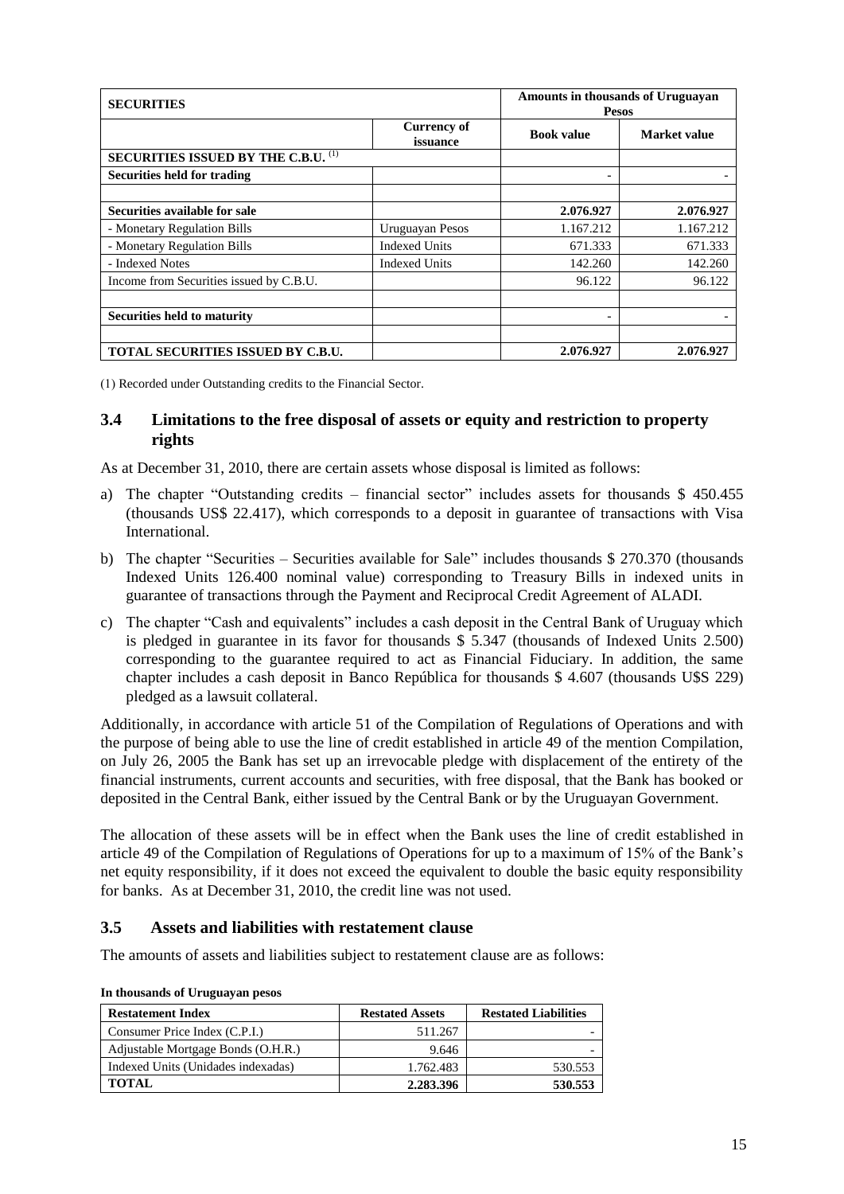| SECURITIES | | Amounts in thousands of Uruguayan Pesos | |
|---|---|---|---|
| | Currency of issuance | Book value | Market value |
| **SECURITIES ISSUED BY THE C.B.U.** [(1)] | | | |
| **Securities held for trading** | | - | - |
| | | | |
| **Securities available for sale** | | **2.076.927** | **2.076.927** |
| - Monetary Regulation Bills | Uruguayan Pesos | 1.167.212 | 1.167.212 |
| - Monetary Regulation Bills | Indexed Units | 671.333 | 671.333 |
| - Indexed Notes | Indexed Units | 142.260 | 142.260 |
| Income from Securities issued by C.B.U. | | 96.122 | 96.122 |
| | | | |
| **Securities held to maturity** | | - | - |
| | | | |
| **TOTAL SECURITIES ISSUED BY C.B.U.** | | **2.076.927** | **2.076.927** |

(1) Recorded under Outstanding credits to the Financial Sector.

## 3.4 Limitations to the free disposal of assets or equity and restriction to property rights

As at December 31, 2010, there are certain assets whose disposal is limited as follows:

a) The chapter "Outstanding credits – financial sector" includes assets for thousands $ 450.455 (thousands US$ 22.417), which corresponds to a deposit in guarantee of transactions with Visa International.

b) The chapter "Securities – Securities available for Sale" includes thousands $ 270.370 (thousands Indexed Units 126.400 nominal value) corresponding to Treasury Bills in indexed units in guarantee of transactions through the Payment and Reciprocal Credit Agreement of ALADI.

c) The chapter "Cash and equivalents" includes a cash deposit in the Central Bank of Uruguay which is pledged in guarantee in its favor for thousands $ 5.347 (thousands of Indexed Units 2.500) corresponding to the guarantee required to act as Financial Fiduciary. In addition, the same chapter includes a cash deposit in Banco República for thousands $ 4.607 (thousands U$S 229) pledged as a lawsuit collateral.

Additionally, in accordance with article 51 of the Compilation of Regulations of Operations and with the purpose of being able to use the line of credit established in article 49 of the mention Compilation, on July 26, 2005 the Bank has set up an irrevocable pledge with displacement of the entirety of the financial instruments, current accounts and securities, with free disposal, that the Bank has booked or deposited in the Central Bank, either issued by the Central Bank or by the Uruguayan Government.

The allocation of these assets will be in effect when the Bank uses the line of credit established in article 49 of the Compilation of Regulations of Operations for up to a maximum of 15% of the Bank's net equity responsibility, if it does not exceed the equivalent to double the basic equity responsibility for banks. As at December 31, 2010, the credit line was not used.

## 3.5 Assets and liabilities with restatement clause

The amounts of assets and liabilities subject to restatement clause are as follows:

**In thousands of Uruguayan pesos**

| Restatement Index | Restated Assets | Restated Liabilities |
|---|---|---|
| Consumer Price Index (C.P.I.) | 511.267 | - |
| Adjustable Mortgage Bonds (O.H.R.) | 9.646 | - |
| Indexed Units (Unidades indexadas) | 1.762.483 | 530.553 |
| **TOTAL** | **2.283.396** | **530.553** |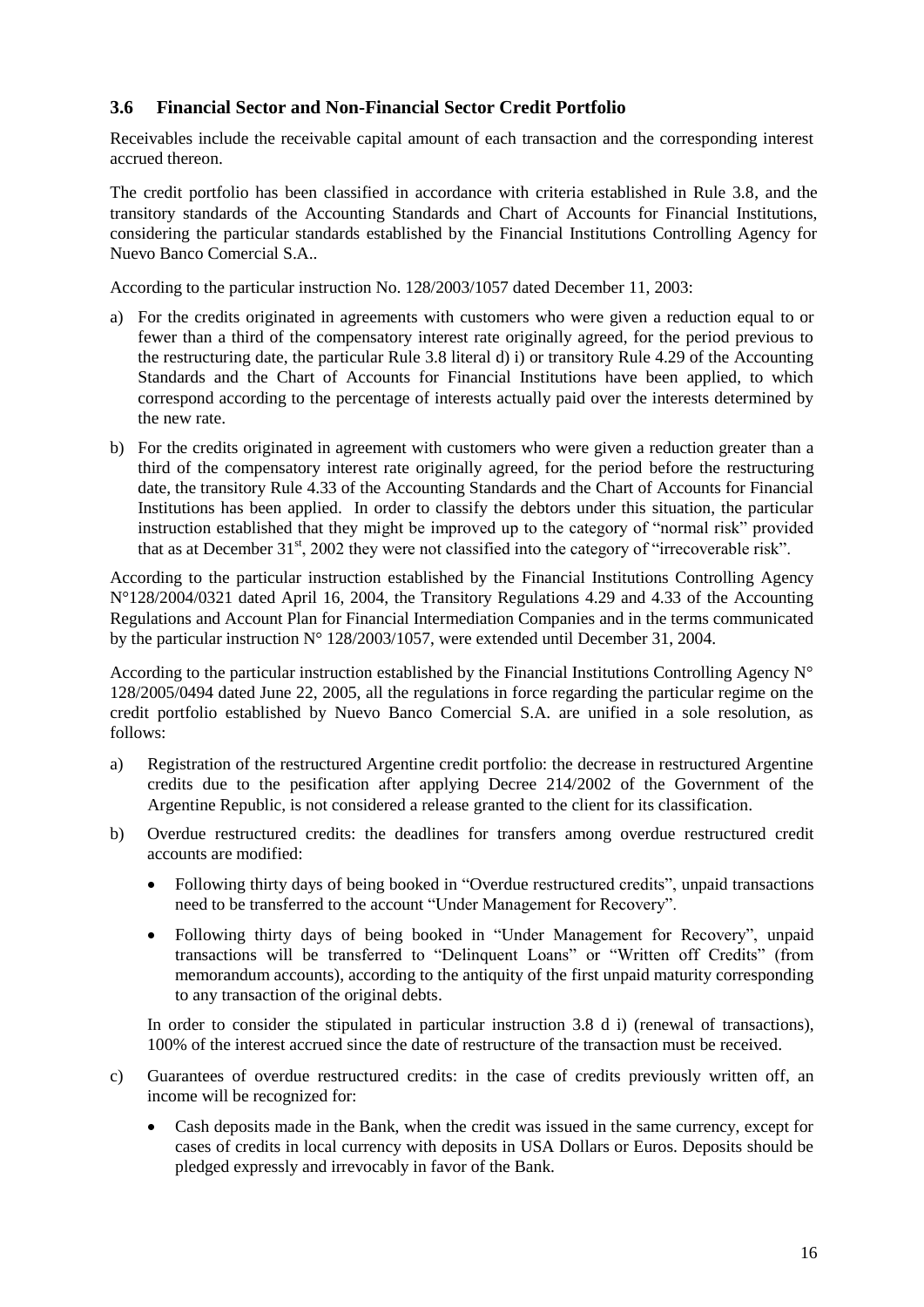### 3.6 Financial Sector and Non-Financial Sector Credit Portfolio

Receivables include the receivable capital amount of each transaction and the corresponding interest accrued thereon.

The credit portfolio has been classified in accordance with criteria established in Rule 3.8, and the transitory standards of the Accounting Standards and Chart of Accounts for Financial Institutions, considering the particular standards established by the Financial Institutions Controlling Agency for Nuevo Banco Comercial S.A..

According to the particular instruction No. 128/2003/1057 dated December 11, 2003:

a) For the credits originated in agreements with customers who were given a reduction equal to or fewer than a third of the compensatory interest rate originally agreed, for the period previous to the restructuring date, the particular Rule 3.8 literal d) i) or transitory Rule 4.29 of the Accounting Standards and the Chart of Accounts for Financial Institutions have been applied, to which correspond according to the percentage of interests actually paid over the interests determined by the new rate.
b) For the credits originated in agreement with customers who were given a reduction greater than a third of the compensatory interest rate originally agreed, for the period before the restructuring date, the transitory Rule 4.33 of the Accounting Standards and the Chart of Accounts for Financial Institutions has been applied. In order to classify the debtors under this situation, the particular instruction established that they might be improved up to the category of "normal risk" provided that as at December 31st, 2002 they were not classified into the category of "irrecoverable risk".

According to the particular instruction established by the Financial Institutions Controlling Agency N°128/2004/0321 dated April 16, 2004, the Transitory Regulations 4.29 and 4.33 of the Accounting Regulations and Account Plan for Financial Intermediation Companies and in the terms communicated by the particular instruction N° 128/2003/1057, were extended until December 31, 2004.

According to the particular instruction established by the Financial Institutions Controlling Agency N° 128/2005/0494 dated June 22, 2005, all the regulations in force regarding the particular regime on the credit portfolio established by Nuevo Banco Comercial S.A. are unified in a sole resolution, as follows:

a) Registration of the restructured Argentine credit portfolio: the decrease in restructured Argentine credits due to the pesification after applying Decree 214/2002 of the Government of the Argentine Republic, is not considered a release granted to the client for its classification.
b) Overdue restructured credits: the deadlines for transfers among overdue restructured credit accounts are modified:
   - Following thirty days of being booked in "Overdue restructured credits", unpaid transactions need to be transferred to the account "Under Management for Recovery".
   - Following thirty days of being booked in "Under Management for Recovery", unpaid transactions will be transferred to "Delinquent Loans" or "Written off Credits" (from memorandum accounts), according to the antiquity of the first unpaid maturity corresponding to any transaction of the original debts.

   In order to consider the stipulated in particular instruction 3.8 d i) (renewal of transactions), 100% of the interest accrued since the date of restructure of the transaction must be received.
c) Guarantees of overdue restructured credits: in the case of credits previously written off, an income will be recognized for:
   - Cash deposits made in the Bank, when the credit was issued in the same currency, except for cases of credits in local currency with deposits in USA Dollars or Euros. Deposits should be pledged expressly and irrevocably in favor of the Bank.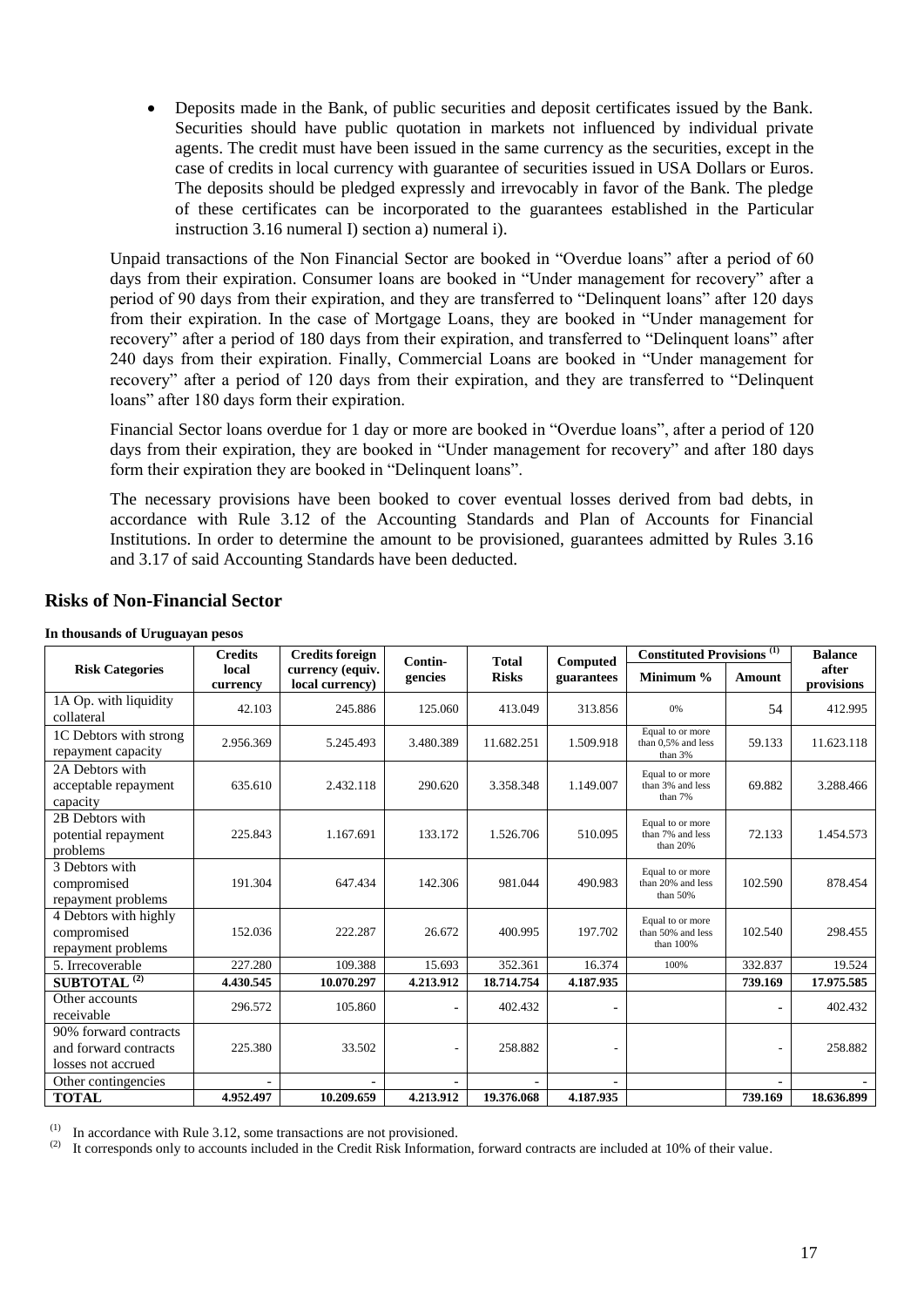- Deposits made in the Bank, of public securities and deposit certificates issued by the Bank. Securities should have public quotation in markets not influenced by individual private agents. The credit must have been issued in the same currency as the securities, except in the case of credits in local currency with guarantee of securities issued in USA Dollars or Euros. The deposits should be pledged expressly and irrevocably in favor of the Bank. The pledge of these certificates can be incorporated to the guarantees established in the Particular instruction 3.16 numeral I) section a) numeral i).

Unpaid transactions of the Non Financial Sector are booked in "Overdue loans" after a period of 60 days from their expiration. Consumer loans are booked in "Under management for recovery" after a period of 90 days from their expiration, and they are transferred to "Delinquent loans" after 120 days from their expiration. In the case of Mortgage Loans, they are booked in "Under management for recovery" after a period of 180 days from their expiration, and transferred to "Delinquent loans" after 240 days from their expiration. Finally, Commercial Loans are booked in "Under management for recovery" after a period of 120 days from their expiration, and they are transferred to "Delinquent loans" after 180 days form their expiration.

Financial Sector loans overdue for 1 day or more are booked in "Overdue loans", after a period of 120 days from their expiration, they are booked in "Under management for recovery" and after 180 days form their expiration they are booked in "Delinquent loans".

The necessary provisions have been booked to cover eventual losses derived from bad debts, in accordance with Rule 3.12 of the Accounting Standards and Plan of Accounts for Financial Institutions. In order to determine the amount to be provisioned, guarantees admitted by Rules 3.16 and 3.17 of said Accounting Standards have been deducted.

## Risks of Non-Financial Sector

**In thousands of Uruguayan pesos**

| Risk Categories | Credits local currency | Credits foreign currency (equiv. local currency) | Contin-gencies | Total Risks | Computed guarantees | Constituted Provisions [1] | | Balance after provisions |
|---|---|---|---|---|---|---|---|---|
| | | | | | | Minimum % | Amount | |
| 1A Op. with liquidity collateral | 42.103 | 245.886 | 125.060 | 413.049 | 313.856 | 0% | 54 | 412.995 |
| 1C Debtors with strong repayment capacity | 2.956.369 | 5.245.493 | 3.480.389 | 11.682.251 | 1.509.918 | Equal to or more than 0,5% and less than 3% | 59.133 | 11.623.118 |
| 2A Debtors with acceptable repayment capacity | 635.610 | 2.432.118 | 290.620 | 3.358.348 | 1.149.007 | Equal to or more than 3% and less than 7% | 69.882 | 3.288.466 |
| 2B Debtors with potential repayment problems | 225.843 | 1.167.691 | 133.172 | 1.526.706 | 510.095 | Equal to or more than 7% and less than 20% | 72.133 | 1.454.573 |
| 3 Debtors with compromised repayment problems | 191.304 | 647.434 | 142.306 | 981.044 | 490.983 | Equal to or more than 20% and less than 50% | 102.590 | 878.454 |
| 4 Debtors with highly compromised repayment problems | 152.036 | 222.287 | 26.672 | 400.995 | 197.702 | Equal to or more than 50% and less than 100% | 102.540 | 298.455 |
| 5. Irrecoverable | 227.280 | 109.388 | 15.693 | 352.361 | 16.374 | 100% | 332.837 | 19.524 |
| **SUBTOTAL [2]** | **4.430.545** | **10.070.297** | **4.213.912** | **18.714.754** | **4.187.935** | | **739.169** | **17.975.585** |
| Other accounts receivable | 296.572 | 105.860 | - | 402.432 | - | | - | 402.432 |
| 90% forward contracts and forward contracts losses not accrued | 225.380 | 33.502 | - | 258.882 | - | | - | 258.882 |
| Other contingencies | - | - | - | - | - | | - | - |
| **TOTAL** | **4.952.497** | **10.209.659** | **4.213.912** | **19.376.068** | **4.187.935** | | **739.169** | **18.636.899** |

(1) In accordance with Rule 3.12, some transactions are not provisioned.

(2) It corresponds only to accounts included in the Credit Risk Information, forward contracts are included at 10% of their value.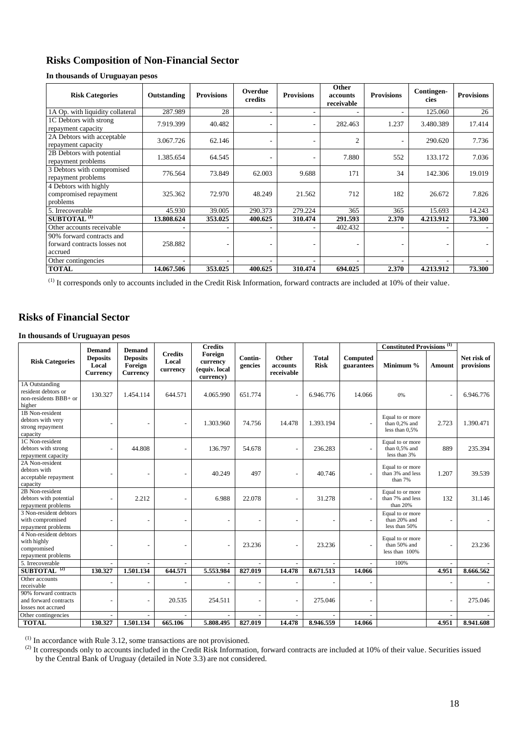## Risks Composition of Non-Financial Sector

**In thousands of Uruguayan pesos**

| Risk Categories | Outstanding | Provisions | Overdue credits | Provisions | Other accounts receivable | Provisions | Contingen-cies | Provisions |
|---|---|---|---|---|---|---|---|---|
| 1A Op. with liquidity collateral | 287.989 | 28 | - | - | - | - | 125.060 | 26 |
| 1C Debtors with strong repayment capacity | 7.919.399 | 40.482 | - | - | 282.463 | 1.237 | 3.480.389 | 17.414 |
| 2A Debtors with acceptable repayment capacity | 3.067.726 | 62.146 | - | - | 2 | - | 290.620 | 7.736 |
| 2B Debtors with potential repayment problems | 1.385.654 | 64.545 | - | - | 7.880 | 552 | 133.172 | 7.036 |
| 3 Debtors with compromised repayment problems | 776.564 | 73.849 | 62.003 | 9.688 | 171 | 34 | 142.306 | 19.019 |
| 4 Debtors with highly compromised repayment problems | 325.362 | 72.970 | 48.249 | 21.562 | 712 | 182 | 26.672 | 7.826 |
| 5. Irrecoverable | 45.930 | 39.005 | 290.373 | 279.224 | 365 | 365 | 15.693 | 14.243 |
| **SUBTOTAL (1)** | **13.808.624** | **353.025** | **400.625** | **310.474** | **291.593** | **2.370** | **4.213.912** | **73.300** |
| Other accounts receivable | - | - | - | - | 402.432 | - | - | - |
| 90% forward contracts and forward contracts losses not accrued | 258.882 | - | - | - | - | - | - | - |
| Other contingencies | - | - | - | - | - | - | - | - |
| **TOTAL** | **14.067.506** | **353.025** | **400.625** | **310.474** | **694.025** | **2.370** | **4.213.912** | **73.300** |

(1) It corresponds only to accounts included in the Credit Risk Information, forward contracts are included at 10% of their value.

## Risks of Financial Sector

**In thousands of Uruguayan pesos**

| Risk Categories | Demand Deposits Local Currency | Demand Deposits Foreign Currency | Credits Local currency | Credits Foreign currency (equiv. local currency) | Contin-gencies | Other accounts receivable | Total Risk | Computed guarantees | Constituted Provisions (1) Minimum % | Constituted Provisions (1) Amount | Net risk of provisions |
|---|---|---|---|---|---|---|---|---|---|---|---|
| 1A Outstanding resident debtors or non-residents BBB+ or higher | 130.327 | 1.454.114 | 644.571 | 4.065.990 | 651.774 | - | 6.946.776 | 14.066 | 0% | - | 6.946.776 |
| 1B Non-resident debtors with very strong repayment capacity | - | - | - | 1.303.960 | 74.756 | 14.478 | 1.393.194 | - | Equal to or more than 0,2% and less than 0,5% | 2.723 | 1.390.471 |
| 1C Non-resident debtors with strong repayment capacity | - | 44.808 | - | 136.797 | 54.678 | - | 236.283 | - | Equal to or more than 0,5% and less than 3% | 889 | 235.394 |
| 2A Non-resident debtors with acceptable repayment capacity | - | - | - | 40.249 | 497 | - | 40.746 | - | Equal to or more than 3% and less than 7% | 1.207 | 39.539 |
| 2B Non-resident debtors with potential repayment problems | - | 2.212 | - | 6.988 | 22.078 | - | 31.278 | - | Equal to or more than 7% and less than 20% | 132 | 31.146 |
| 3 Non-resident debtors with compromised repayment problems | - | - | - | - | - | - | - | - | Equal to or more than 20% and less than 50% | - | - |
| 4 Non-resident debtors with highly compromised repayment problems | - | - | - | - | 23.236 | - | 23.236 | - | Equal to or more than 50% and less than 100% | - | 23.236 |
| 5. Irrecoverable | - | - | - | - | - | - | - | - | 100% | - | - |
| **SUBTOTAL (2)** | **130.327** | **1.501.134** | **644.571** | **5.553.984** | **827.019** | **14.478** | **8.671.513** | **14.066** | | **4.951** | **8.666.562** |
| Other accounts receivable | - | - | - | - | - | - | - | - | | - | - |
| 90% forward contracts and forward contracts losses not accrued | - | - | 20.535 | 254.511 | - | - | 275.046 | - | | - | 275.046 |
| Other contingencies | - | - | - | - | - | - | - | - | | - | - |
| **TOTAL** | **130.327** | **1.501.134** | **665.106** | **5.808.495** | **827.019** | **14.478** | **8.946.559** | **14.066** | | **4.951** | **8.941.608** |

(1) In accordance with Rule 3.12, some transactions are not provisioned.

(2) It corresponds only to accounts included in the Credit Risk Information, forward contracts are included at 10% of their value. Securities issued by the Central Bank of Uruguay (detailed in Note 3.3) are not considered.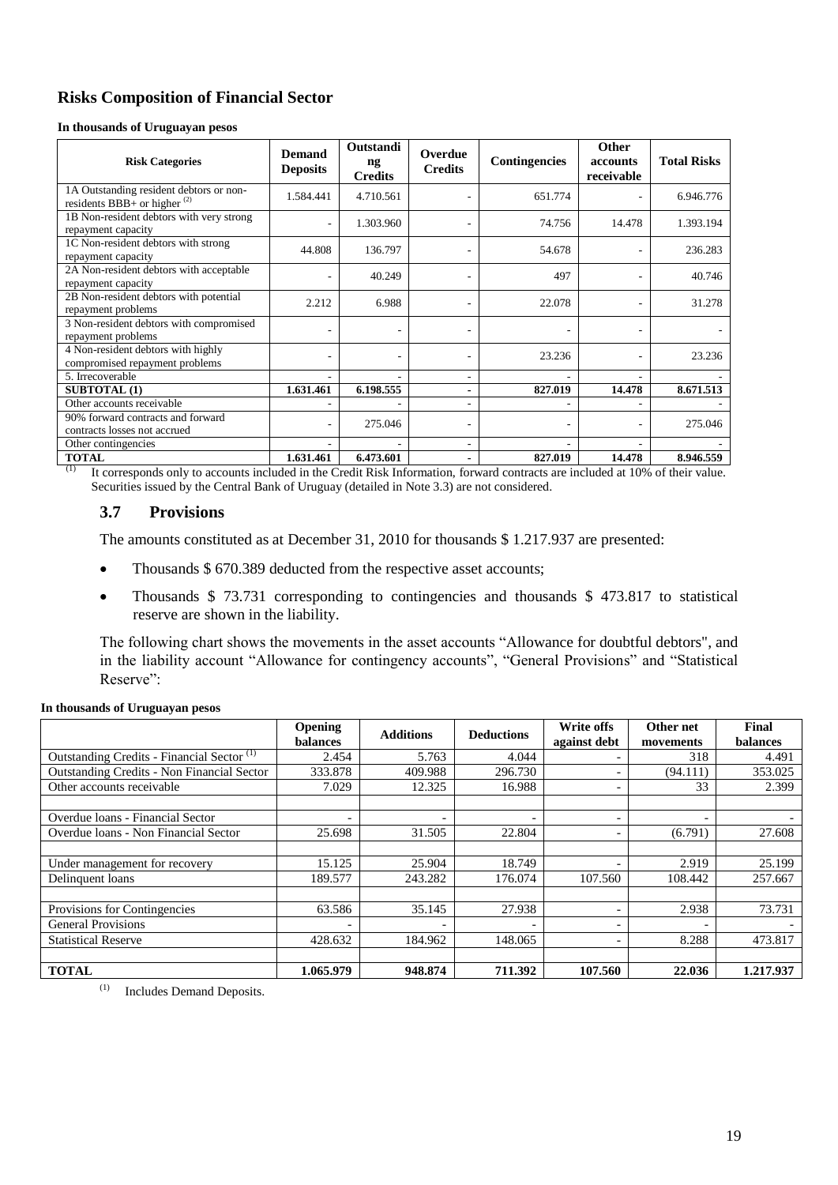## Risks Composition of Financial Sector

**In thousands of Uruguayan pesos**

| Risk Categories | Demand Deposits | Outstanding Credits | Overdue Credits | Contingencies | Other accounts receivable | Total Risks |
|---|---|---|---|---|---|---|
| 1A Outstanding resident debtors or non-residents BBB+ or higher [(2)] | 1.584.441 | 4.710.561 | - | 651.774 | - | 6.946.776 |
| 1B Non-resident debtors with very strong repayment capacity | - | 1.303.960 | - | 74.756 | 14.478 | 1.393.194 |
| 1C Non-resident debtors with strong repayment capacity | 44.808 | 136.797 | - | 54.678 | - | 236.283 |
| 2A Non-resident debtors with acceptable repayment capacity | - | 40.249 | - | 497 | - | 40.746 |
| 2B Non-resident debtors with potential repayment problems | 2.212 | 6.988 | - | 22.078 | - | 31.278 |
| 3 Non-resident debtors with compromised repayment problems | - | - | - | - | - | - |
| 4 Non-resident debtors with highly compromised repayment problems | - | - | - | 23.236 | - | 23.236 |
| 5. Irrecoverable | - | - | - | - | - | - |
| **SUBTOTAL (1)** | **1.631.461** | **6.198.555** | **-** | **827.019** | **14.478** | **8.671.513** |
| Other accounts receivable | - | - | - | - | - | - |
| 90% forward contracts and forward contracts losses not accrued | - | 275.046 | - | - | - | 275.046 |
| Other contingencies | - | - | - | - | - | - |
| **TOTAL** | **1.631.461** | **6.473.601** | **-** | **827.019** | **14.478** | **8.946.559** |

(1) It corresponds only to accounts included in the Credit Risk Information, forward contracts are included at 10% of their value. Securities issued by the Central Bank of Uruguay (detailed in Note 3.3) are not considered.

### 3.7 Provisions

The amounts constituted as at December 31, 2010 for thousands $ 1.217.937 are presented:

- Thousands $ 670.389 deducted from the respective asset accounts;
- Thousands $ 73.731 corresponding to contingencies and thousands $ 473.817 to statistical reserve are shown in the liability.

The following chart shows the movements in the asset accounts "Allowance for doubtful debtors", and in the liability account "Allowance for contingency accounts", "General Provisions" and "Statistical Reserve":

**In thousands of Uruguayan pesos**

| | Opening balances | Additions | Deductions | Write offs against debt | Other net movements | Final balances |
|---|---|---|---|---|---|---|
| Outstanding Credits - Financial Sector [(1)] | 2.454 | 5.763 | 4.044 | - | 318 | 4.491 |
| Outstanding Credits - Non Financial Sector | 333.878 | 409.988 | 296.730 | - | (94.111) | 353.025 |
| Other accounts receivable | 7.029 | 12.325 | 16.988 | - | 33 | 2.399 |
| | | | | | | |
| Overdue loans - Financial Sector | - | - | - | - | - | - |
| Overdue loans - Non Financial Sector | 25.698 | 31.505 | 22.804 | - | (6.791) | 27.608 |
| | | | | | | |
| Under management for recovery | 15.125 | 25.904 | 18.749 | - | 2.919 | 25.199 |
| Delinquent loans | 189.577 | 243.282 | 176.074 | 107.560 | 108.442 | 257.667 |
| | | | | | | |
| Provisions for Contingencies | 63.586 | 35.145 | 27.938 | - | 2.938 | 73.731 |
| General Provisions | - | - | - | - | - | - |
| Statistical Reserve | 428.632 | 184.962 | 148.065 | - | 8.288 | 473.817 |
| | | | | | | |
| **TOTAL** | **1.065.979** | **948.874** | **711.392** | **107.560** | **22.036** | **1.217.937** |

(1) Includes Demand Deposits.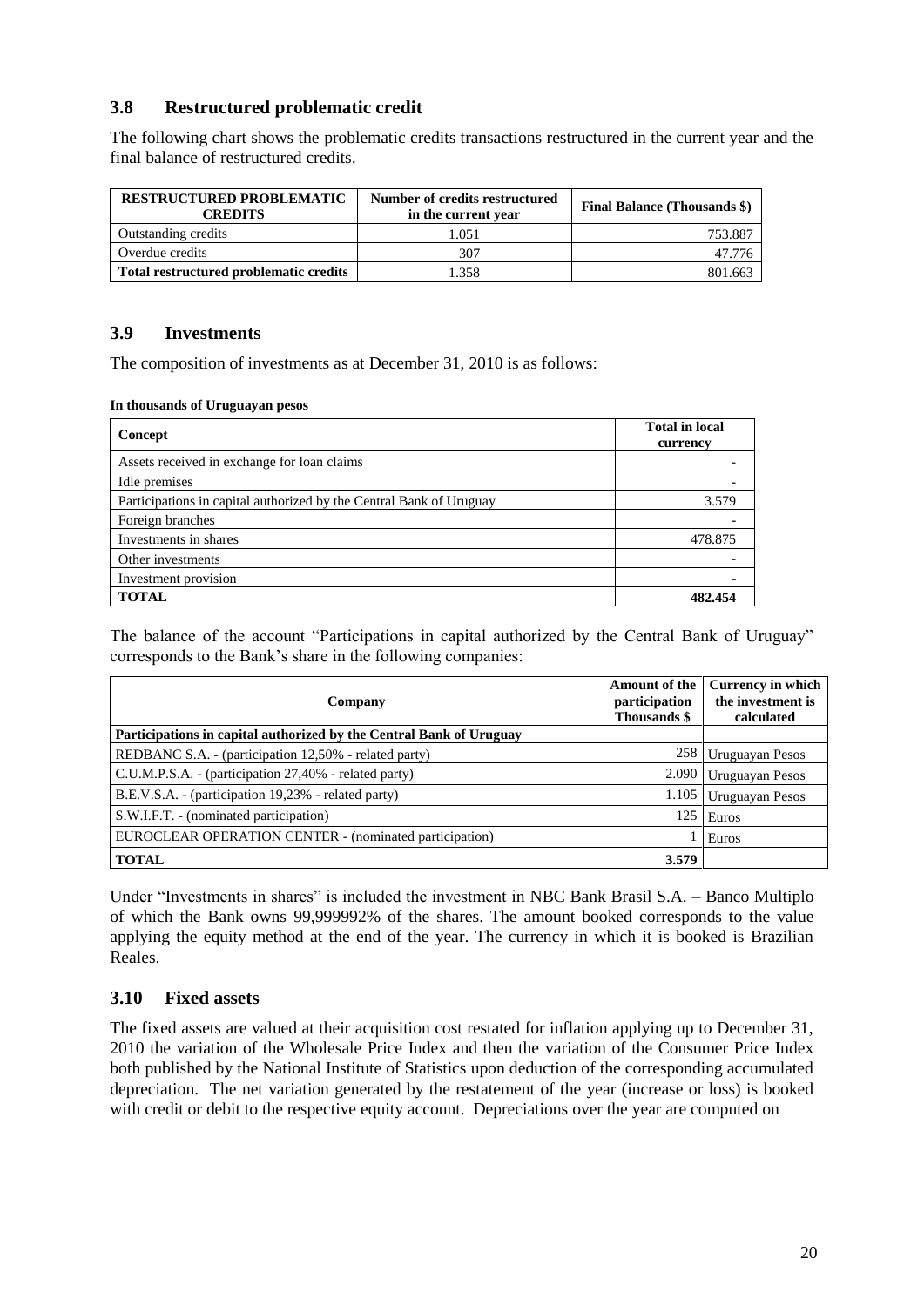## 3.8 Restructured problematic credit

The following chart shows the problematic credits transactions restructured in the current year and the final balance of restructured credits.

| **RESTRUCTURED PROBLEMATIC CREDITS** | **Number of credits restructured in the current year** | **Final Balance (Thousands $)** |
|---|---|---|
| Outstanding credits | 1.051 | 753.887 |
| Overdue credits | 307 | 47.776 |
| **Total restructured problematic credits** | 1.358 | 801.663 |

## 3.9 Investments

The composition of investments as at December 31, 2010 is as follows:

**In thousands of Uruguayan pesos**

| **Concept** | **Total in local currency** |
|---|---|
| Assets received in exchange for loan claims | - |
| Idle premises | - |
| Participations in capital authorized by the Central Bank of Uruguay | 3.579 |
| Foreign branches | - |
| Investments in shares | 478.875 |
| Other investments | - |
| Investment provision | - |
| **TOTAL** | **482.454** |

The balance of the account "Participations in capital authorized by the Central Bank of Uruguay" corresponds to the Bank's share in the following companies:

| **Company** | **Amount of the participation Thousands $** | **Currency in which the investment is calculated** |
|---|---|---|
| **Participations in capital authorized by the Central Bank of Uruguay** | | |
| REDBANC S.A. - (participation 12,50% - related party) | 258 | Uruguayan Pesos |
| C.U.M.P.S.A. - (participation 27,40% - related party) | 2.090 | Uruguayan Pesos |
| B.E.V.S.A. - (participation 19,23% - related party) | 1.105 | Uruguayan Pesos |
| S.W.I.F.T. - (nominated participation) | 125 | Euros |
| EUROCLEAR OPERATION CENTER - (nominated participation) | 1 | Euros |
| **TOTAL** | **3.579** | |

Under "Investments in shares" is included the investment in NBC Bank Brasil S.A. – Banco Multiplo of which the Bank owns 99,999992% of the shares. The amount booked corresponds to the value applying the equity method at the end of the year. The currency in which it is booked is Brazilian Reales.

## 3.10 Fixed assets

The fixed assets are valued at their acquisition cost restated for inflation applying up to December 31, 2010 the variation of the Wholesale Price Index and then the variation of the Consumer Price Index both published by the National Institute of Statistics upon deduction of the corresponding accumulated depreciation. The net variation generated by the restatement of the year (increase or loss) is booked with credit or debit to the respective equity account. Depreciations over the year are computed on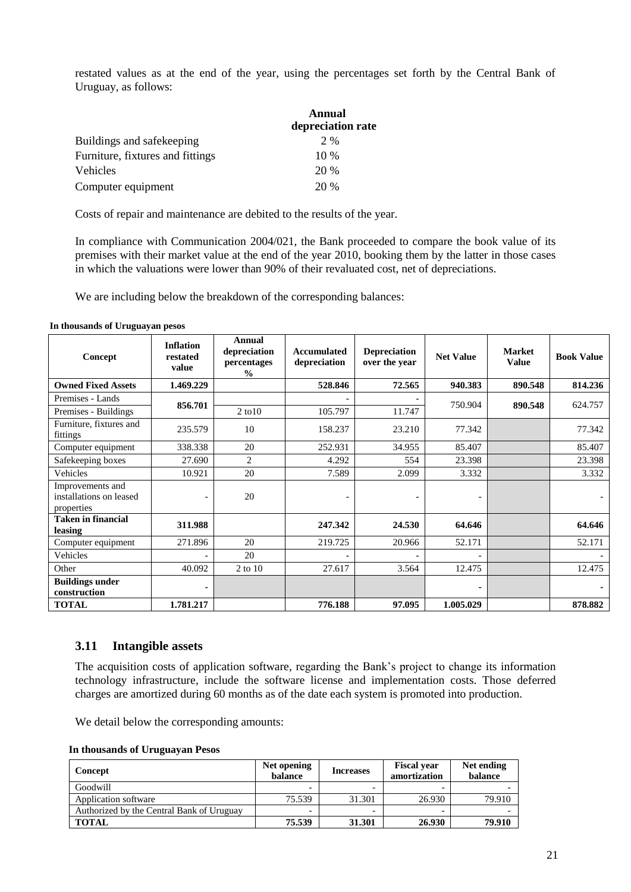restated values as at the end of the year, using the percentages set forth by the Central Bank of Uruguay, as follows:

| | Annual depreciation rate |
|---|---|
| Buildings and safekeeping | 2 % |
| Furniture, fixtures and fittings | 10 % |
| Vehicles | 20 % |
| Computer equipment | 20 % |

Costs of repair and maintenance are debited to the results of the year.

In compliance with Communication 2004/021, the Bank proceeded to compare the book value of its premises with their market value at the end of the year 2010, booking them by the latter in those cases in which the valuations were lower than 90% of their revaluated cost, net of depreciations.

We are including below the breakdown of the corresponding balances:

**In thousands of Uruguayan pesos**

| Concept | Inflation restated value | Annual depreciation percentages % | Accumulated depreciation | Depreciation over the year | Net Value | Market Value | Book Value |
|---|---|---|---|---|---|---|---|
| **Owned Fixed Assets** | **1.469.229** | | **528.846** | **72.565** | **940.383** | **890.548** | **814.236** |
| Premises - Lands | **856.701** | | - | - | 750.904 | **890.548** | 624.757 |
| Premises - Buildings | | 2 to10 | 105.797 | 11.747 | | | |
| Furniture, fixtures and fittings | 235.579 | 10 | 158.237 | 23.210 | 77.342 | | 77.342 |
| Computer equipment | 338.338 | 20 | 252.931 | 34.955 | 85.407 | | 85.407 |
| Safekeeping boxes | 27.690 | 2 | 4.292 | 554 | 23.398 | | 23.398 |
| Vehicles | 10.921 | 20 | 7.589 | 2.099 | 3.332 | | 3.332 |
| Improvements and installations on leased properties | - | 20 | - | - | - | | - |
| **Taken in financial leasing** | **311.988** | | **247.342** | **24.530** | **64.646** | | **64.646** |
| Computer equipment | 271.896 | 20 | 219.725 | 20.966 | 52.171 | | 52.171 |
| Vehicles | - | 20 | - | - | - | | - |
| Other | 40.092 | 2 to 10 | 27.617 | 3.564 | 12.475 | | 12.475 |
| **Buildings under construction** | **-** | | | | **-** | | **-** |
| **TOTAL** | **1.781.217** | | **776.188** | **97.095** | **1.005.029** | | **878.882** |

### 3.11 Intangible assets

The acquisition costs of application software, regarding the Bank's project to change its information technology infrastructure, include the software license and implementation costs. Those deferred charges are amortized during 60 months as of the date each system is promoted into production.

We detail below the corresponding amounts:

**In thousands of Uruguayan Pesos**

| Concept | Net opening balance | Increases | Fiscal year amortization | Net ending balance |
|---|---|---|---|---|
| Goodwill | - | - | - | - |
| Application software | 75.539 | 31.301 | 26.930 | 79.910 |
| Authorized by the Central Bank of Uruguay | - | - | - | - |
| **TOTAL** | **75.539** | **31.301** | **26.930** | **79.910** |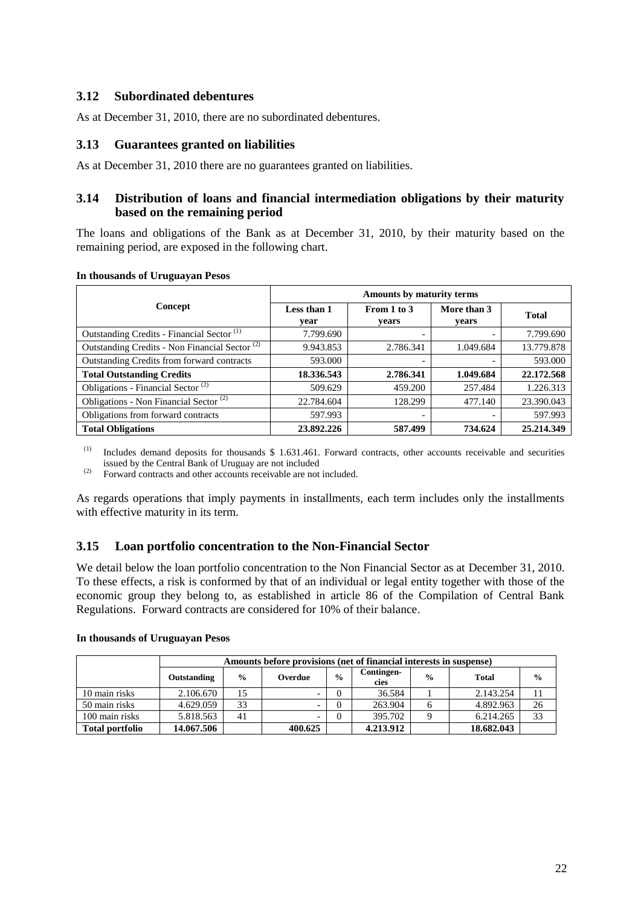## 3.12 Subordinated debentures

As at December 31, 2010, there are no subordinated debentures.

## 3.13 Guarantees granted on liabilities

As at December 31, 2010 there are no guarantees granted on liabilities.

## 3.14 Distribution of loans and financial intermediation obligations by their maturity based on the remaining period

The loans and obligations of the Bank as at December 31, 2010, by their maturity based on the remaining period, are exposed in the following chart.

**In thousands of Uruguayan Pesos**

| Concept | Amounts by maturity terms | | | |
|---|---|---|---|---|
| | Less than 1 year | From 1 to 3 years | More than 3 years | Total |
| Outstanding Credits - Financial Sector [(1)] | 7.799.690 | - | - | 7.799.690 |
| Outstanding Credits - Non Financial Sector [(2)] | 9.943.853 | 2.786.341 | 1.049.684 | 13.779.878 |
| Outstanding Credits from forward contracts | 593.000 | - | - | 593.000 |
| **Total Outstanding Credits** | **18.336.543** | **2.786.341** | **1.049.684** | **22.172.568** |
| Obligations - Financial Sector [(2)] | 509.629 | 459.200 | 257.484 | 1.226.313 |
| Obligations - Non Financial Sector [(2)] | 22.784.604 | 128.299 | 477.140 | 23.390.043 |
| Obligations from forward contracts | 597.993 | - | - | 597.993 |
| **Total Obligations** | **23.892.226** | **587.499** | **734.624** | **25.214.349** |

(1) Includes demand deposits for thousands $ 1.631.461. Forward contracts, other accounts receivable and securities issued by the Central Bank of Uruguay are not included

(2) Forward contracts and other accounts receivable are not included.

As regards operations that imply payments in installments, each term includes only the installments with effective maturity in its term.

## 3.15 Loan portfolio concentration to the Non-Financial Sector

We detail below the loan portfolio concentration to the Non Financial Sector as at December 31, 2010. To these effects, a risk is conformed by that of an individual or legal entity together with those of the economic group they belong to, as established in article 86 of the Compilation of Central Bank Regulations. Forward contracts are considered for 10% of their balance.

**In thousands of Uruguayan Pesos**

| | Amounts before provisions (net of financial interests in suspense) | | | | | | | |
|---|---|---|---|---|---|---|---|---|
| | Outstanding | % | Overdue | % | Contingencies | % | Total | % |
| 10 main risks | 2.106.670 | 15 | - | 0 | 36.584 | 1 | 2.143.254 | 11 |
| 50 main risks | 4.629.059 | 33 | - | 0 | 263.904 | 6 | 4.892.963 | 26 |
| 100 main risks | 5.818.563 | 41 | - | 0 | 395.702 | 9 | 6.214.265 | 33 |
| **Total portfolio** | **14.067.506** | | **400.625** | | **4.213.912** | | **18.682.043** | |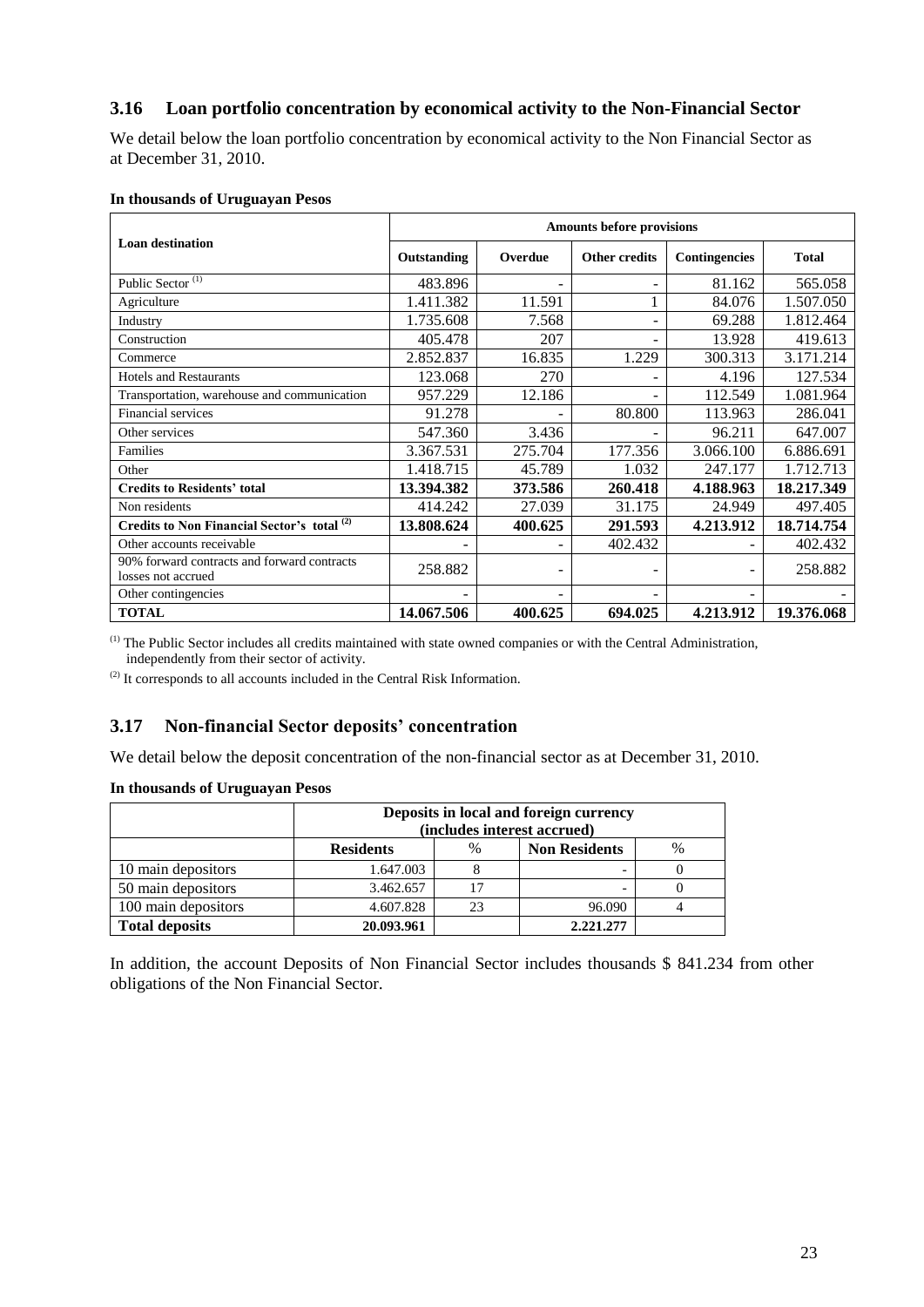## 3.16 Loan portfolio concentration by economical activity to the Non-Financial Sector

We detail below the loan portfolio concentration by economical activity to the Non Financial Sector as at December 31, 2010.

**In thousands of Uruguayan Pesos**

| Loan destination | Amounts before provisions | | | | |
|---|---|---|---|---|---|
| | Outstanding | Overdue | Other credits | Contingencies | Total |
| Public Sector [(1)] | 483.896 | - | - | 81.162 | 565.058 |
| Agriculture | 1.411.382 | 11.591 | 1 | 84.076 | 1.507.050 |
| Industry | 1.735.608 | 7.568 | - | 69.288 | 1.812.464 |
| Construction | 405.478 | 207 | - | 13.928 | 419.613 |
| Commerce | 2.852.837 | 16.835 | 1.229 | 300.313 | 3.171.214 |
| Hotels and Restaurants | 123.068 | 270 | - | 4.196 | 127.534 |
| Transportation, warehouse and communication | 957.229 | 12.186 | - | 112.549 | 1.081.964 |
| Financial services | 91.278 | - | 80.800 | 113.963 | 286.041 |
| Other services | 547.360 | 3.436 | - | 96.211 | 647.007 |
| Families | 3.367.531 | 275.704 | 177.356 | 3.066.100 | 6.886.691 |
| Other | 1.418.715 | 45.789 | 1.032 | 247.177 | 1.712.713 |
| **Credits to Residents' total** | **13.394.382** | **373.586** | **260.418** | **4.188.963** | **18.217.349** |
| Non residents | 414.242 | 27.039 | 31.175 | 24.949 | 497.405 |
| **Credits to Non Financial Sector's total [(2)]** | **13.808.624** | **400.625** | **291.593** | **4.213.912** | **18.714.754** |
| Other accounts receivable | - | - | 402.432 | - | 402.432 |
| 90% forward contracts and forward contracts losses not accrued | 258.882 | - | - | - | 258.882 |
| Other contingencies | - | - | - | - | - |
| **TOTAL** | **14.067.506** | **400.625** | **694.025** | **4.213.912** | **19.376.068** |

(1) The Public Sector includes all credits maintained with state owned companies or with the Central Administration, independently from their sector of activity.

(2) It corresponds to all accounts included in the Central Risk Information.

## 3.17 Non-financial Sector deposits' concentration

We detail below the deposit concentration of the non-financial sector as at December 31, 2010.

**In thousands of Uruguayan Pesos**

| | Deposits in local and foreign currency (includes interest accrued) | | | |
|---|---|---|---|---|
| | **Residents** | % | **Non Residents** | % |
| 10 main depositors | 1.647.003 | 8 | - | 0 |
| 50 main depositors | 3.462.657 | 17 | - | 0 |
| 100 main depositors | 4.607.828 | 23 | 96.090 | 4 |
| **Total deposits** | **20.093.961** | | **2.221.277** | |

In addition, the account Deposits of Non Financial Sector includes thousands $ 841.234 from other obligations of the Non Financial Sector.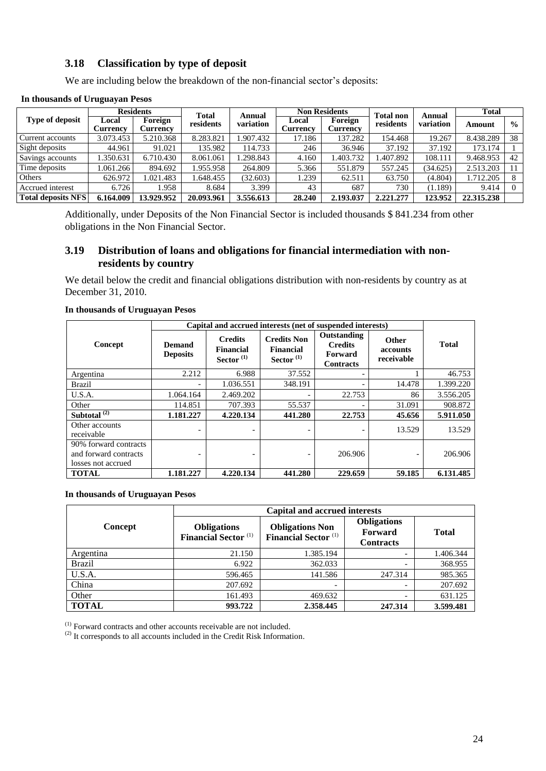## 3.18 Classification by type of deposit

We are including below the breakdown of the non-financial sector's deposits:

**In thousands of Uruguayan Pesos**

| Type of deposit | Residents | | Total residents | Annual variation | Non Residents | | Total non residents | Annual variation | Total | |
|---|---|---|---|---|---|---|---|---|---|---|
| | Local Currency | Foreign Currency | | | Local Currency | Foreign Currency | | | Amount | % |
| Current accounts | 3.073.453 | 5.210.368 | 8.283.821 | 1.907.432 | 17.186 | 137.282 | 154.468 | 19.267 | 8.438.289 | 38 |
| Sight deposits | 44.961 | 91.021 | 135.982 | 114.733 | 246 | 36.946 | 37.192 | 37.192 | 173.174 | 1 |
| Savings accounts | 1.350.631 | 6.710.430 | 8.061.061 | 1.298.843 | 4.160 | 1.403.732 | 1.407.892 | 108.111 | 9.468.953 | 42 |
| Time deposits | 1.061.266 | 894.692 | 1.955.958 | 264.809 | 5.366 | 551.879 | 557.245 | (34.625) | 2.513.203 | 11 |
| Others | 626.972 | 1.021.483 | 1.648.455 | (32.603) | 1.239 | 62.511 | 63.750 | (4.804) | 1.712.205 | 8 |
| Accrued interest | 6.726 | 1.958 | 8.684 | 3.399 | 43 | 687 | 730 | (1.189) | 9.414 | 0 |
| **Total deposits NFS** | **6.164.009** | **13.929.952** | **20.093.961** | **3.556.613** | **28.240** | **2.193.037** | **2.221.277** | **123.952** | **22.315.238** | |

Additionally, under Deposits of the Non Financial Sector is included thousands $ 841.234 from other obligations in the Non Financial Sector.

## 3.19 Distribution of loans and obligations for financial intermediation with non-residents by country

We detail below the credit and financial obligations distribution with non-residents by country as at December 31, 2010.

**In thousands of Uruguayan Pesos**

| Concept | Capital and accrued interests (net of suspended interests) | | | | | Total |
|---|---|---|---|---|---|---|
| | Demand Deposits | Credits Financial Sector [(1)] | Credits Non Financial Sector [(1)] | Outstanding Credits Forward Contracts | Other accounts receivable | |
| Argentina | 2.212 | 6.988 | 37.552 | - | 1 | 46.753 |
| Brazil | - | 1.036.551 | 348.191 | - | 14.478 | 1.399.220 |
| U.S.A. | 1.064.164 | 2.469.202 | - | 22.753 | 86 | 3.556.205 |
| Other | 114.851 | 707.393 | 55.537 | - | 31.091 | 908.872 |
| **Subtotal [(2)]** | **1.181.227** | **4.220.134** | **441.280** | **22.753** | **45.656** | **5.911.050** |
| Other accounts receivable | - | - | - | - | 13.529 | 13.529 |
| 90% forward contracts and forward contracts losses not accrued | - | - | - | 206.906 | - | 206.906 |
| **TOTAL** | **1.181.227** | **4.220.134** | **441.280** | **229.659** | **59.185** | **6.131.485** |

**In thousands of Uruguayan Pesos**

| Concept | Capital and accrued interests | | | |
|---|---|---|---|---|
| | Obligations Financial Sector [(1)] | Obligations Non Financial Sector [(1)] | Obligations Forward Contracts | Total |
| Argentina | 21.150 | 1.385.194 | - | 1.406.344 |
| Brazil | 6.922 | 362.033 | - | 368.955 |
| U.S.A. | 596.465 | 141.586 | 247.314 | 985.365 |
| China | 207.692 | - | - | 207.692 |
| Other | 161.493 | 469.632 | - | 631.125 |
| **TOTAL** | **993.722** | **2.358.445** | **247.314** | **3.599.481** |

[(1)] Forward contracts and other accounts receivable are not included.
[(2)] It corresponds to all accounts included in the Credit Risk Information.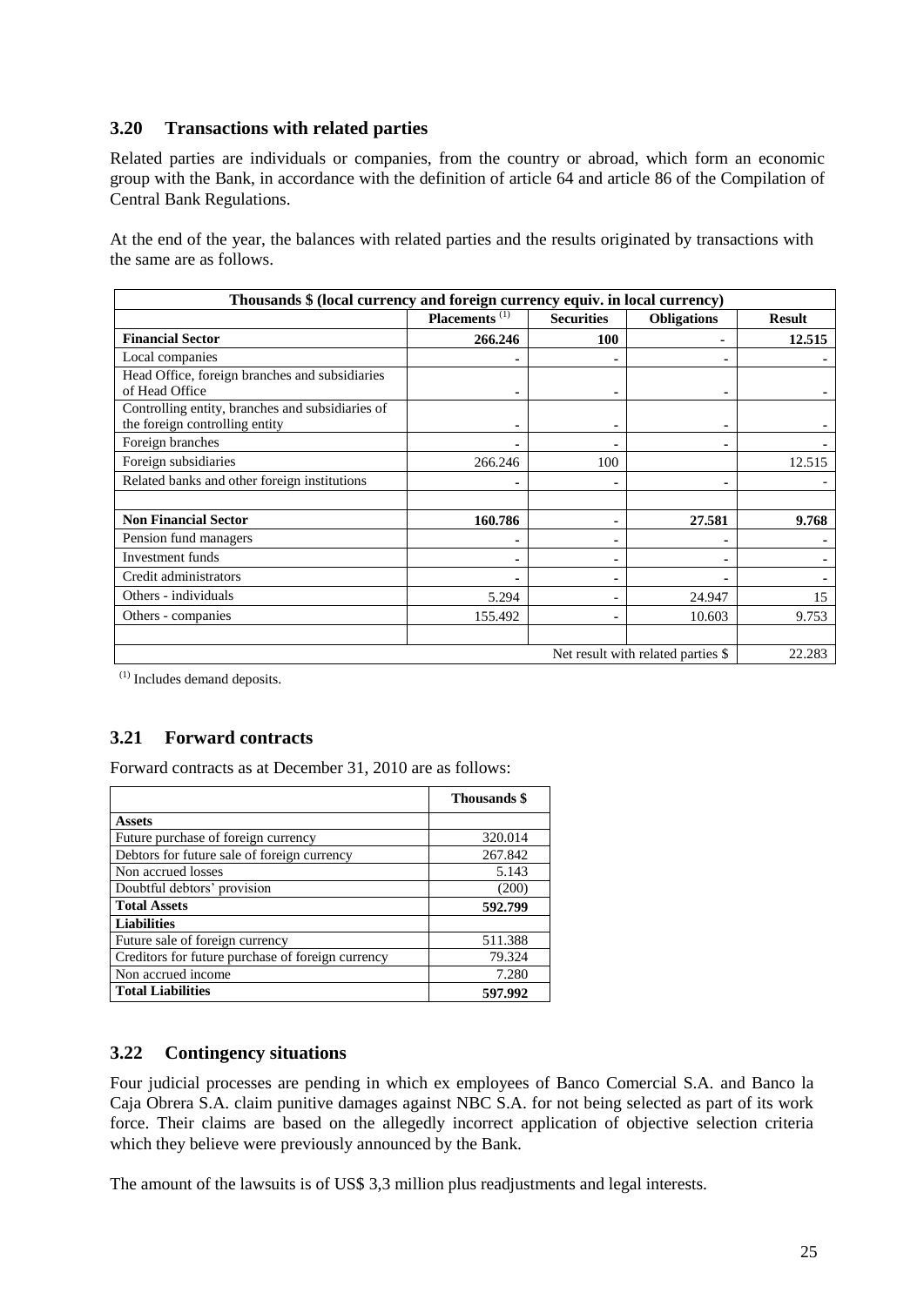## 3.20 Transactions with related parties

Related parties are individuals or companies, from the country or abroad, which form an economic group with the Bank, in accordance with the definition of article 64 and article 86 of the Compilation of Central Bank Regulations.

At the end of the year, the balances with related parties and the results originated by transactions with the same are as follows.

| Thousands $ (local currency and foreign currency equiv. in local currency) | | | | |
|---|---|---|---|---|
| | Placements [(1)] | Securities | Obligations | Result |
| **Financial Sector** | **266.246** | **100** | **-** | **12.515** |
| Local companies | - | - | - | - |
| Head Office, foreign branches and subsidiaries of Head Office | - | - | - | - |
| Controlling entity, branches and subsidiaries of the foreign controlling entity | - | - | - | - |
| Foreign branches | - | - | - | - |
| Foreign subsidiaries | 266.246 | 100 | | 12.515 |
| Related banks and other foreign institutions | - | - | - | - |
| | | | | |
| **Non Financial Sector** | **160.786** | **-** | **27.581** | **9.768** |
| Pension fund managers | - | - | - | - |
| Investment funds | - | - | - | - |
| Credit administrators | - | - | - | - |
| Others - individuals | 5.294 | - | 24.947 | 15 |
| Others - companies | 155.492 | - | 10.603 | 9.753 |
| | | | | |
| Net result with related parties $ | | | | 22.283 |

[(1)] Includes demand deposits.

## 3.21 Forward contracts

Forward contracts as at December 31, 2010 are as follows:

| | Thousands $ |
|---|---|
| **Assets** | |
| Future purchase of foreign currency | 320.014 |
| Debtors for future sale of foreign currency | 267.842 |
| Non accrued losses | 5.143 |
| Doubtful debtors' provision | (200) |
| **Total Assets** | **592.799** |
| **Liabilities** | |
| Future sale of foreign currency | 511.388 |
| Creditors for future purchase of foreign currency | 79.324 |
| Non accrued income | 7.280 |
| **Total Liabilities** | **597.992** |

## 3.22 Contingency situations

Four judicial processes are pending in which ex employees of Banco Comercial S.A. and Banco la Caja Obrera S.A. claim punitive damages against NBC S.A. for not being selected as part of its work force. Their claims are based on the allegedly incorrect application of objective selection criteria which they believe were previously announced by the Bank.

The amount of the lawsuits is of US$ 3,3 million plus readjustments and legal interests.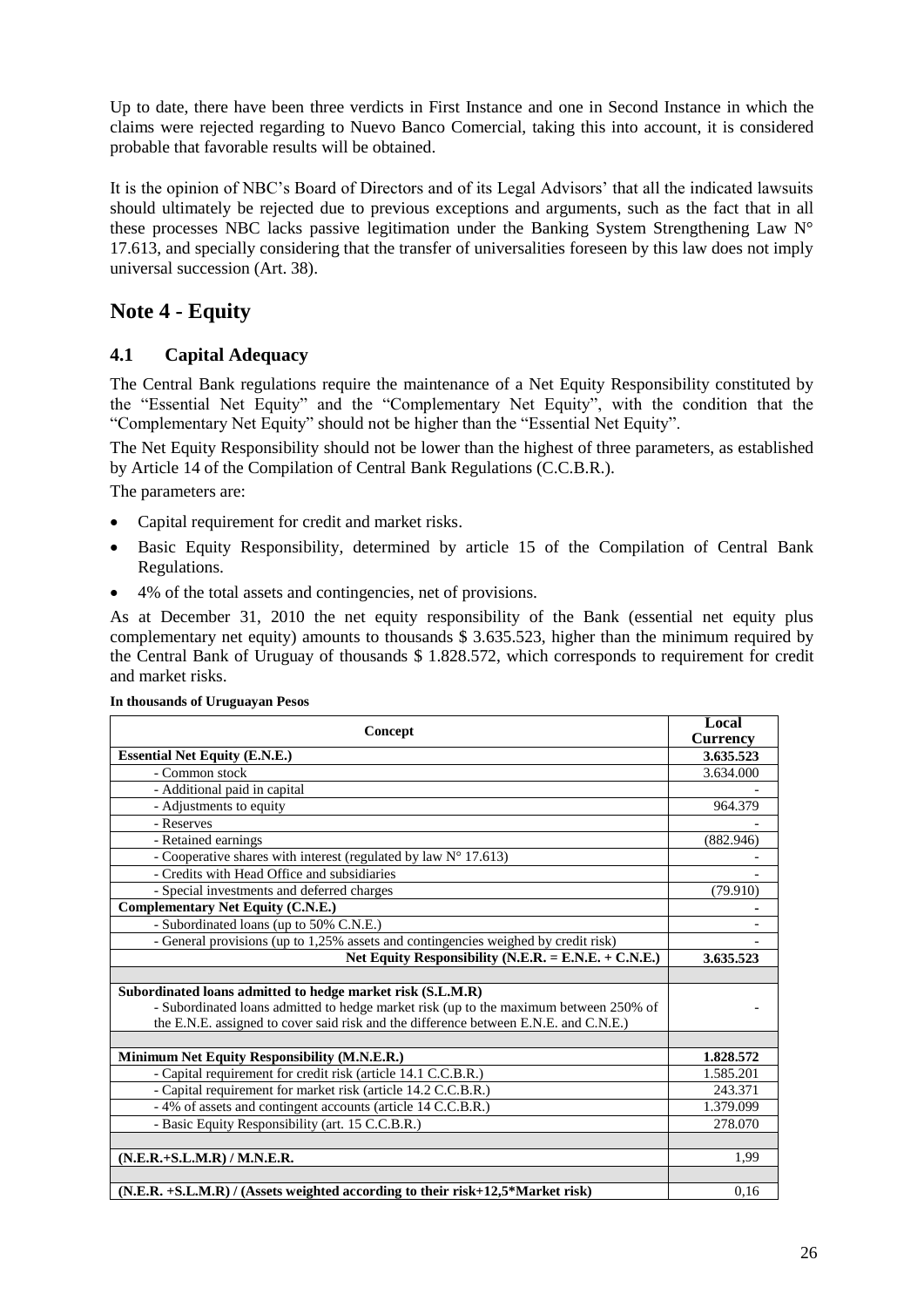Up to date, there have been three verdicts in First Instance and one in Second Instance in which the claims were rejected regarding to Nuevo Banco Comercial, taking this into account, it is considered probable that favorable results will be obtained.

It is the opinion of NBC's Board of Directors and of its Legal Advisors' that all the indicated lawsuits should ultimately be rejected due to previous exceptions and arguments, such as the fact that in all these processes NBC lacks passive legitimation under the Banking System Strengthening Law N° 17.613, and specially considering that the transfer of universalities foreseen by this law does not imply universal succession (Art. 38).

# Note 4 - Equity

## 4.1 Capital Adequacy

The Central Bank regulations require the maintenance of a Net Equity Responsibility constituted by the "Essential Net Equity" and the "Complementary Net Equity", with the condition that the "Complementary Net Equity" should not be higher than the "Essential Net Equity".

The Net Equity Responsibility should not be lower than the highest of three parameters, as established by Article 14 of the Compilation of Central Bank Regulations (C.C.B.R.).

The parameters are:

- Capital requirement for credit and market risks.
- Basic Equity Responsibility, determined by article 15 of the Compilation of Central Bank Regulations.
- 4% of the total assets and contingencies, net of provisions.

As at December 31, 2010 the net equity responsibility of the Bank (essential net equity plus complementary net equity) amounts to thousands $ 3.635.523, higher than the minimum required by the Central Bank of Uruguay of thousands $ 1.828.572, which corresponds to requirement for credit and market risks.

**In thousands of Uruguayan Pesos**

| Concept | Local Currency |
|---|---|
| **Essential Net Equity (E.N.E.)** | **3.635.523** |
| - Common stock | 3.634.000 |
| - Additional paid in capital | - |
| - Adjustments to equity | 964.379 |
| - Reserves | - |
| - Retained earnings | (882.946) |
| - Cooperative shares with interest (regulated by law N° 17.613) | - |
| - Credits with Head Office and subsidiaries | - |
| - Special investments and deferred charges | (79.910) |
| **Complementary Net Equity (C.N.E.)** | **-** |
| - Subordinated loans (up to 50% C.N.E.) | - |
| - General provisions (up to 1,25% assets and contingencies weighed by credit risk) | - |
| **Net Equity Responsibility (N.E.R. = E.N.E. + C.N.E.)** | **3.635.523** |
| | |
| **Subordinated loans admitted to hedge market risk (S.L.M.R)**<br>- Subordinated loans admitted to hedge market risk (up to the maximum between 250% of the E.N.E. assigned to cover said risk and the difference between E.N.E. and C.N.E.) | - |
| | |
| **Minimum Net Equity Responsibility (M.N.E.R.)** | **1.828.572** |
| - Capital requirement for credit risk (article 14.1 C.C.B.R.) | 1.585.201 |
| - Capital requirement for market risk (article 14.2 C.C.B.R.) | 243.371 |
| - 4% of assets and contingent accounts (article 14 C.C.B.R.) | 1.379.099 |
| - Basic Equity Responsibility (art. 15 C.C.B.R.) | 278.070 |
| | |
| **(N.E.R.+S.L.M.R) / M.N.E.R.** | 1,99 |
| | |
| **(N.E.R. +S.L.M.R) / (Assets weighted according to their risk+12,5*Market risk)** | 0,16 |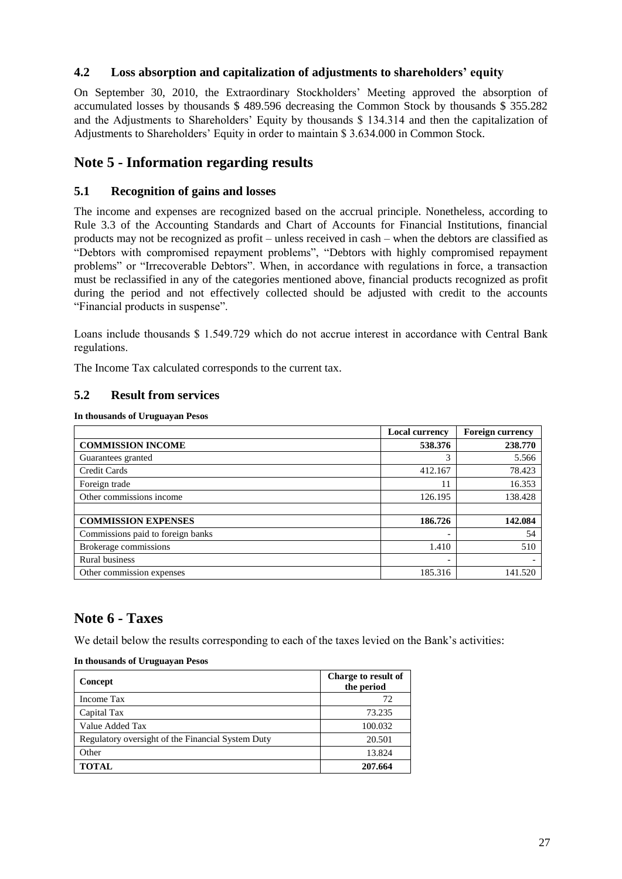### 4.2 Loss absorption and capitalization of adjustments to shareholders' equity

On September 30, 2010, the Extraordinary Stockholders' Meeting approved the absorption of accumulated losses by thousands $ 489.596 decreasing the Common Stock by thousands $ 355.282 and the Adjustments to Shareholders' Equity by thousands $ 134.314 and then the capitalization of Adjustments to Shareholders' Equity in order to maintain $ 3.634.000 in Common Stock.

## Note 5 - Information regarding results

### 5.1 Recognition of gains and losses

The income and expenses are recognized based on the accrual principle. Nonetheless, according to Rule 3.3 of the Accounting Standards and Chart of Accounts for Financial Institutions, financial products may not be recognized as profit – unless received in cash – when the debtors are classified as "Debtors with compromised repayment problems", "Debtors with highly compromised repayment problems" or "Irrecoverable Debtors". When, in accordance with regulations in force, a transaction must be reclassified in any of the categories mentioned above, financial products recognized as profit during the period and not effectively collected should be adjusted with credit to the accounts "Financial products in suspense".

Loans include thousands $ 1.549.729 which do not accrue interest in accordance with Central Bank regulations.

The Income Tax calculated corresponds to the current tax.

### 5.2 Result from services

**In thousands of Uruguayan Pesos**

| | Local currency | Foreign currency |
|---|---|---|
| **COMMISSION INCOME** | **538.376** | **238.770** |
| Guarantees granted | 3 | 5.566 |
| Credit Cards | 412.167 | 78.423 |
| Foreign trade | 11 | 16.353 |
| Other commissions income | 126.195 | 138.428 |
| | | |
| **COMMISSION EXPENSES** | **186.726** | **142.084** |
| Commissions paid to foreign banks | - | 54 |
| Brokerage commissions | 1.410 | 510 |
| Rural business | - | - |
| Other commission expenses | 185.316 | 141.520 |

## Note 6 - Taxes

We detail below the results corresponding to each of the taxes levied on the Bank's activities:

**In thousands of Uruguayan Pesos**

| Concept | Charge to result of the period |
|---|---|
| Income Tax | 72 |
| Capital Tax | 73.235 |
| Value Added Tax | 100.032 |
| Regulatory oversight of the Financial System Duty | 20.501 |
| Other | 13.824 |
| **TOTAL** | **207.664** |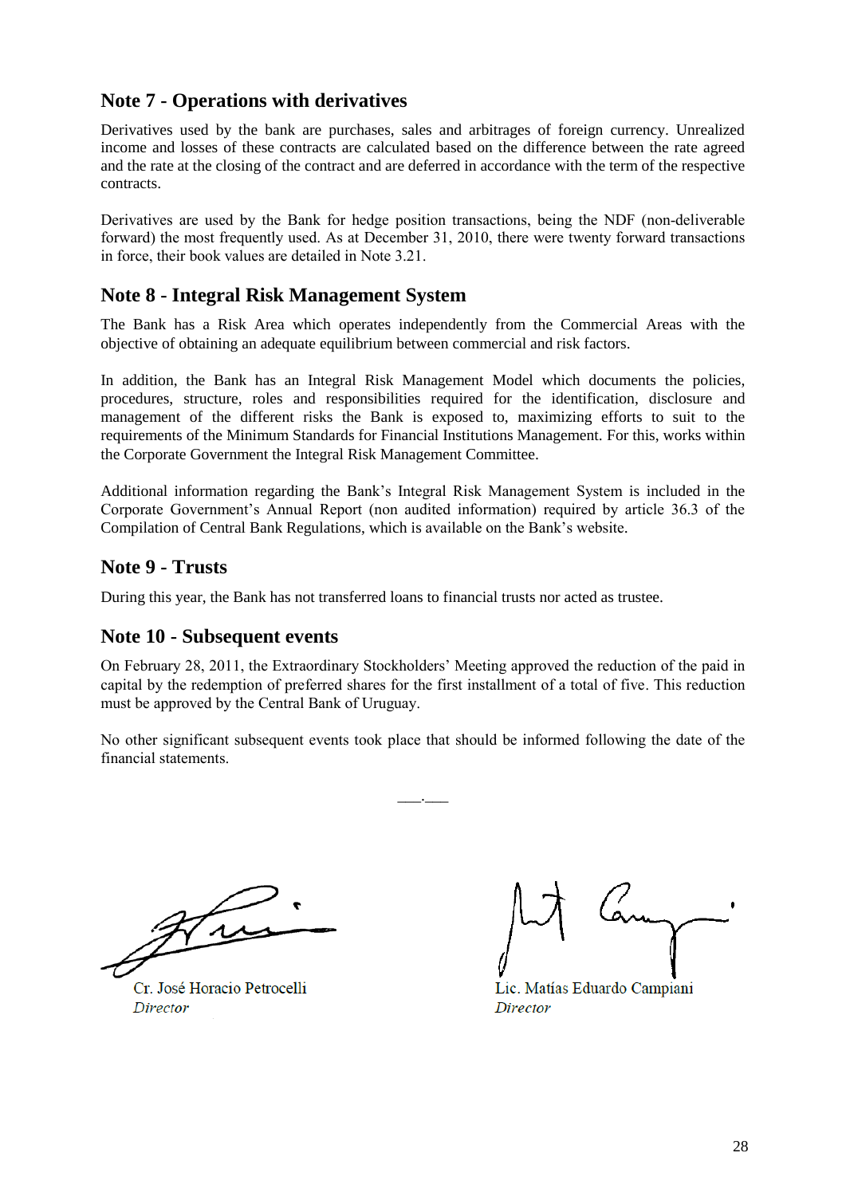## Note 7 - Operations with derivatives

Derivatives used by the bank are purchases, sales and arbitrages of foreign currency. Unrealized income and losses of these contracts are calculated based on the difference between the rate agreed and the rate at the closing of the contract and are deferred in accordance with the term of the respective contracts.

Derivatives are used by the Bank for hedge position transactions, being the NDF (non-deliverable forward) the most frequently used. As at December 31, 2010, there were twenty forward transactions in force, their book values are detailed in Note 3.21.

## Note 8 - Integral Risk Management System

The Bank has a Risk Area which operates independently from the Commercial Areas with the objective of obtaining an adequate equilibrium between commercial and risk factors.

In addition, the Bank has an Integral Risk Management Model which documents the policies, procedures, structure, roles and responsibilities required for the identification, disclosure and management of the different risks the Bank is exposed to, maximizing efforts to suit to the requirements of the Minimum Standards for Financial Institutions Management. For this, works within the Corporate Government the Integral Risk Management Committee.

Additional information regarding the Bank's Integral Risk Management System is included in the Corporate Government's Annual Report (non audited information) required by article 36.3 of the Compilation of Central Bank Regulations, which is available on the Bank's website.

## Note 9 - Trusts

During this year, the Bank has not transferred loans to financial trusts nor acted as trustee.

## Note 10 - Subsequent events

On February 28, 2011, the Extraordinary Stockholders' Meeting approved the reduction of the paid in capital by the redemption of preferred shares for the first installment of a total of five. This reduction must be approved by the Central Bank of Uruguay.

No other significant subsequent events took place that should be informed following the date of the financial statements.

\_\_\_.\_\_\_

Cr. José Horacio Petrocelli
*Director*

Lic. Matías Eduardo Campiani
*Director*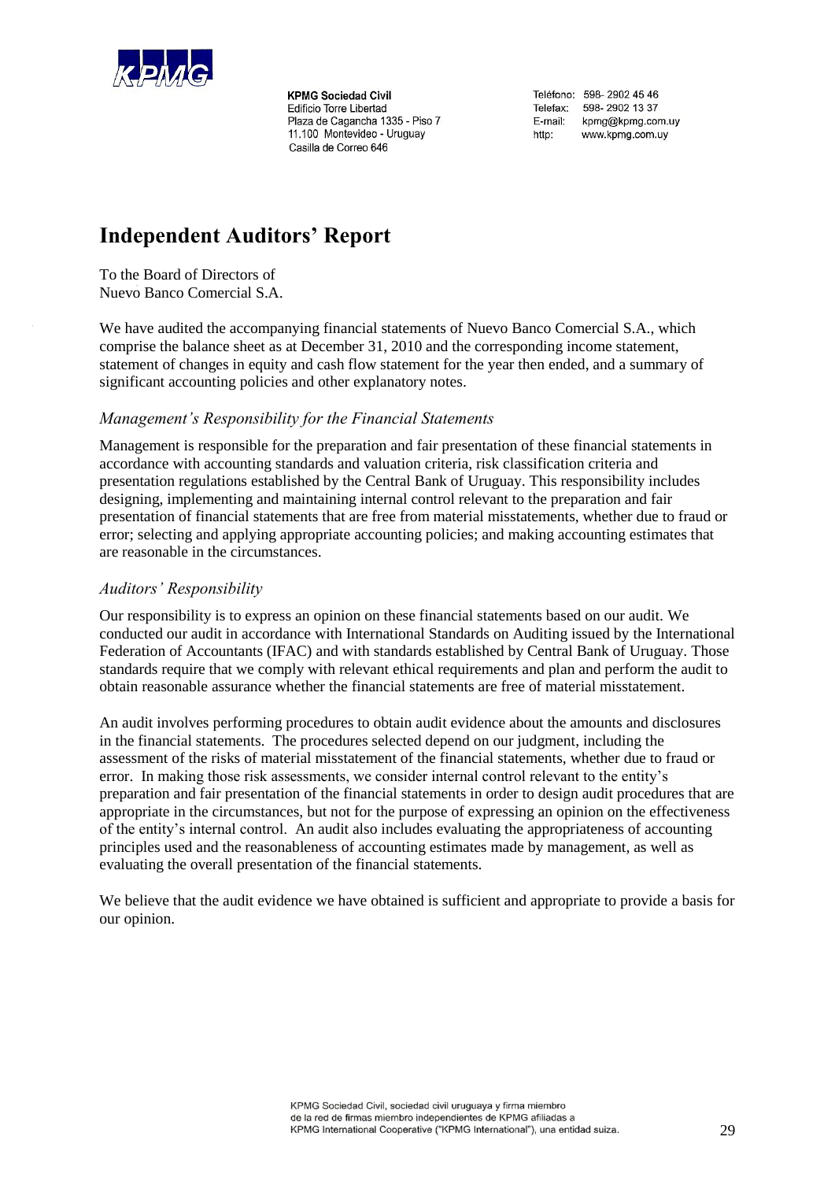**KPMG Sociedad Civil**
Edificio Torre Libertad
Plaza de Cagancha 1335 - Piso 7
11.100 Montevideo - Uruguay
Casilla de Correo 646

Teléfono: 598- 2902 45 46
Telefax: 598- 2902 13 37
E-mail: kpmg@kpmg.com.uy
http: www.kpmg.com.uy

# Independent Auditors' Report

To the Board of Directors of
Nuevo Banco Comercial S.A.

We have audited the accompanying financial statements of Nuevo Banco Comercial S.A., which comprise the balance sheet as at December 31, 2010 and the corresponding income statement, statement of changes in equity and cash flow statement for the year then ended, and a summary of significant accounting policies and other explanatory notes.

### *Management's Responsibility for the Financial Statements*

Management is responsible for the preparation and fair presentation of these financial statements in accordance with accounting standards and valuation criteria, risk classification criteria and presentation regulations established by the Central Bank of Uruguay. This responsibility includes designing, implementing and maintaining internal control relevant to the preparation and fair presentation of financial statements that are free from material misstatements, whether due to fraud or error; selecting and applying appropriate accounting policies; and making accounting estimates that are reasonable in the circumstances.

### *Auditors' Responsibility*

Our responsibility is to express an opinion on these financial statements based on our audit. We conducted our audit in accordance with International Standards on Auditing issued by the International Federation of Accountants (IFAC) and with standards established by Central Bank of Uruguay. Those standards require that we comply with relevant ethical requirements and plan and perform the audit to obtain reasonable assurance whether the financial statements are free of material misstatement.

An audit involves performing procedures to obtain audit evidence about the amounts and disclosures in the financial statements. The procedures selected depend on our judgment, including the assessment of the risks of material misstatement of the financial statements, whether due to fraud or error. In making those risk assessments, we consider internal control relevant to the entity's preparation and fair presentation of the financial statements in order to design audit procedures that are appropriate in the circumstances, but not for the purpose of expressing an opinion on the effectiveness of the entity's internal control. An audit also includes evaluating the appropriateness of accounting principles used and the reasonableness of accounting estimates made by management, as well as evaluating the overall presentation of the financial statements.

We believe that the audit evidence we have obtained is sufficient and appropriate to provide a basis for our opinion.

KPMG Sociedad Civil, sociedad civil uruguaya y firma miembro de la red de firmas miembro independientes de KPMG afiliadas a KPMG International Cooperative ("KPMG International"), una entidad suiza.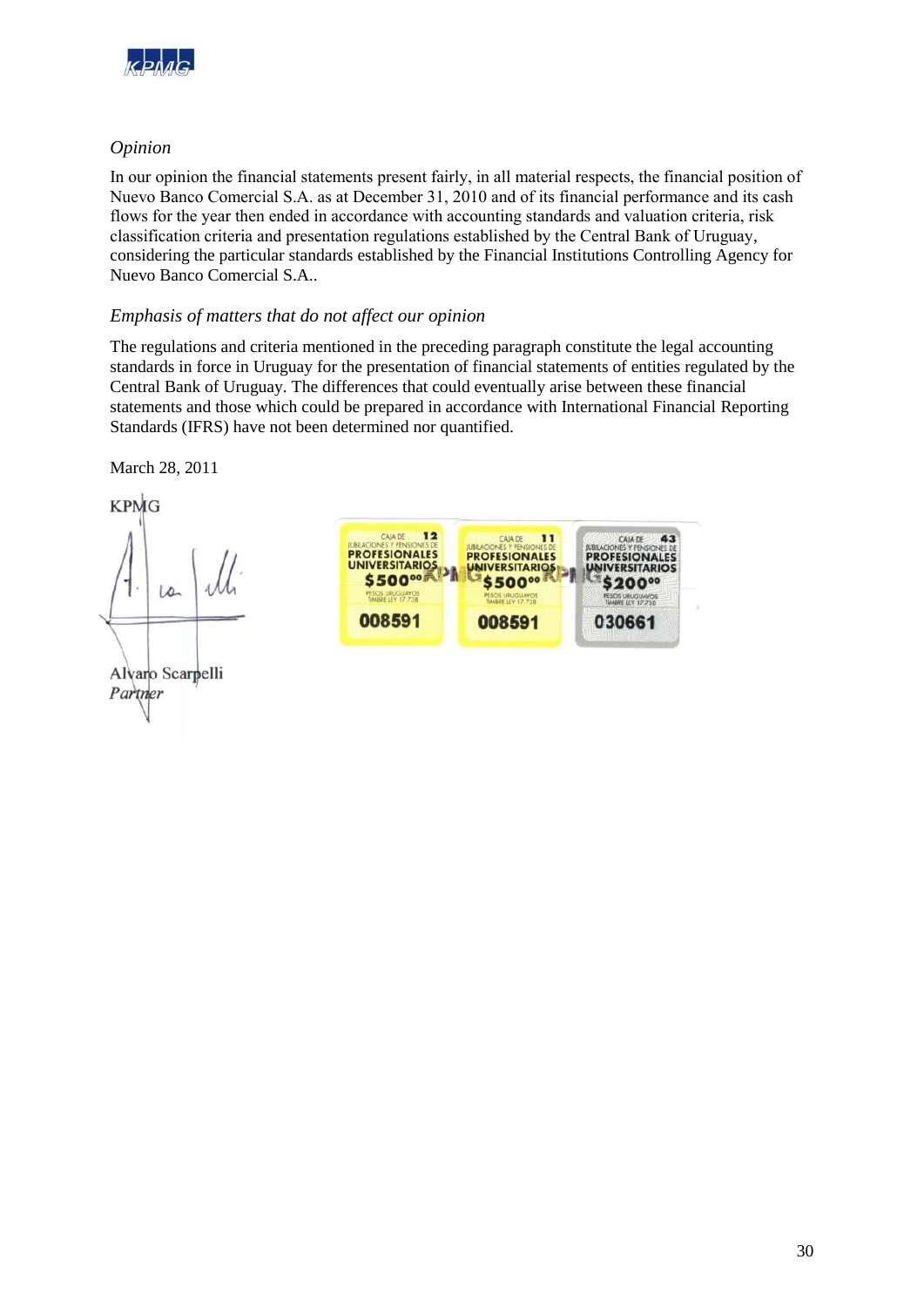*Opinion*

In our opinion the financial statements present fairly, in all material respects, the financial position of Nuevo Banco Comercial S.A. as at December 31, 2010 and of its financial performance and its cash flows for the year then ended in accordance with accounting standards and valuation criteria, risk classification criteria and presentation regulations established by the Central Bank of Uruguay, considering the particular standards established by the Financial Institutions Controlling Agency for Nuevo Banco Comercial S.A..

*Emphasis of matters that do not affect our opinion*

The regulations and criteria mentioned in the preceding paragraph constitute the legal accounting standards in force in Uruguay for the presentation of financial statements of entities regulated by the Central Bank of Uruguay. The differences that could eventually arise between these financial statements and those which could be prepared in accordance with International Financial Reporting Standards (IFRS) have not been determined nor quantified.

March 28, 2011

KPMG

Alvaro Scarpelli
*Partner*